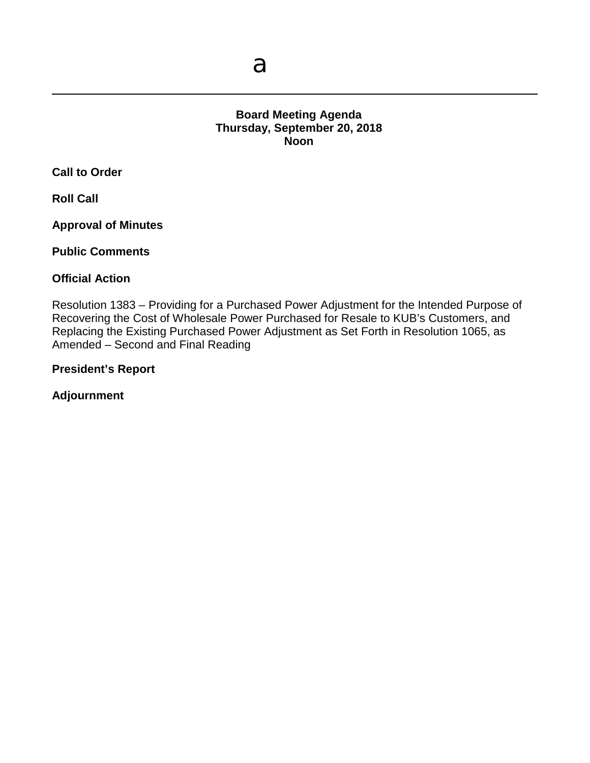a

---

**Board Meeting Agenda**
**Thursday, September 20, 2018**
**Noon**

**Call to Order**

**Roll Call**

**Approval of Minutes**

**Public Comments**

**Official Action**

Resolution 1383 – Providing for a Purchased Power Adjustment for the Intended Purpose of Recovering the Cost of Wholesale Power Purchased for Resale to KUB's Customers, and Replacing the Existing Purchased Power Adjustment as Set Forth in Resolution 1065, as Amended – Second and Final Reading

**President's Report**

**Adjournment**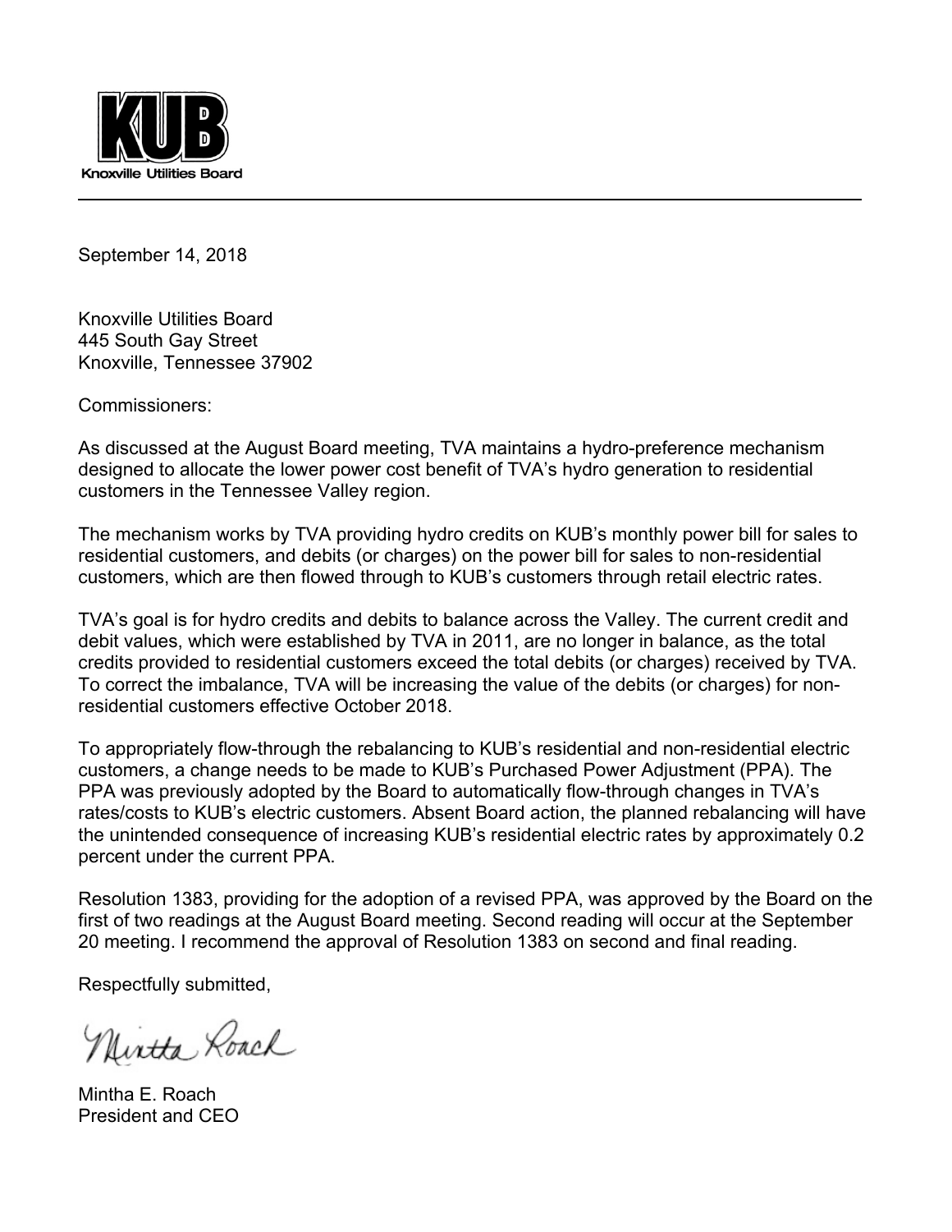**KUB**
Knoxville Utilities Board

September 14, 2018

Knoxville Utilities Board
445 South Gay Street
Knoxville, Tennessee 37902

Commissioners:

As discussed at the August Board meeting, TVA maintains a hydro-preference mechanism designed to allocate the lower power cost benefit of TVA's hydro generation to residential customers in the Tennessee Valley region.

The mechanism works by TVA providing hydro credits on KUB's monthly power bill for sales to residential customers, and debits (or charges) on the power bill for sales to non-residential customers, which are then flowed through to KUB's customers through retail electric rates.

TVA's goal is for hydro credits and debits to balance across the Valley. The current credit and debit values, which were established by TVA in 2011, are no longer in balance, as the total credits provided to residential customers exceed the total debits (or charges) received by TVA. To correct the imbalance, TVA will be increasing the value of the debits (or charges) for non-residential customers effective October 2018.

To appropriately flow-through the rebalancing to KUB's residential and non-residential electric customers, a change needs to be made to KUB's Purchased Power Adjustment (PPA). The PPA was previously adopted by the Board to automatically flow-through changes in TVA's rates/costs to KUB's electric customers. Absent Board action, the planned rebalancing will have the unintended consequence of increasing KUB's residential electric rates by approximately 0.2 percent under the current PPA.

Resolution 1383, providing for the adoption of a revised PPA, was approved by the Board on the first of two readings at the August Board meeting. Second reading will occur at the September 20 meeting. I recommend the approval of Resolution 1383 on second and final reading.

Respectfully submitted,

Mintha Roach

Mintha E. Roach
President and CEO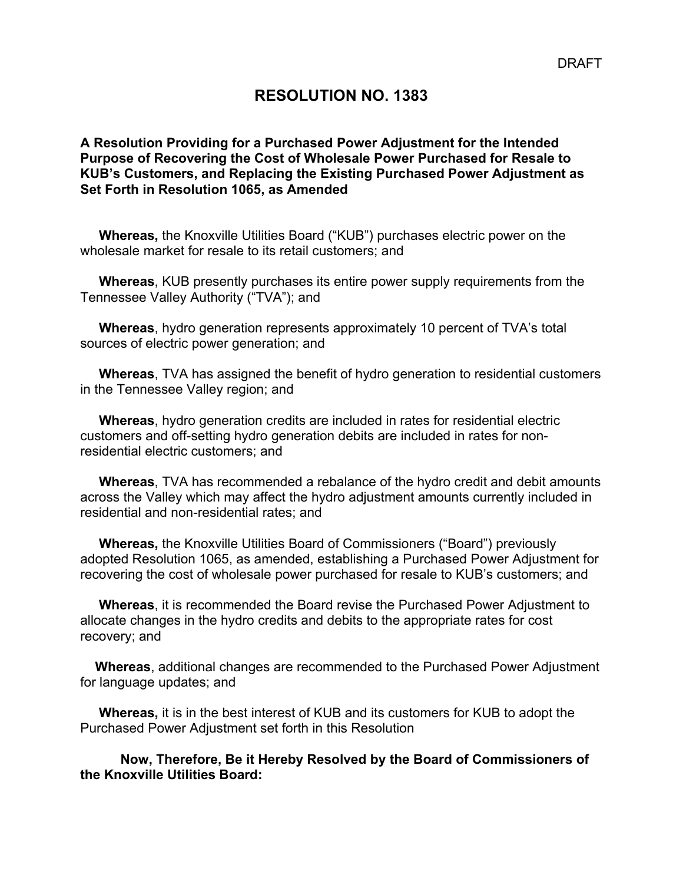DRAFT

# RESOLUTION NO. 1383

**A Resolution Providing for a Purchased Power Adjustment for the Intended Purpose of Recovering the Cost of Wholesale Power Purchased for Resale to KUB's Customers, and Replacing the Existing Purchased Power Adjustment as Set Forth in Resolution 1065, as Amended**

**Whereas,** the Knoxville Utilities Board ("KUB") purchases electric power on the wholesale market for resale to its retail customers; and

**Whereas**, KUB presently purchases its entire power supply requirements from the Tennessee Valley Authority ("TVA"); and

**Whereas**, hydro generation represents approximately 10 percent of TVA's total sources of electric power generation; and

**Whereas**, TVA has assigned the benefit of hydro generation to residential customers in the Tennessee Valley region; and

**Whereas**, hydro generation credits are included in rates for residential electric customers and off-setting hydro generation debits are included in rates for non-residential electric customers; and

**Whereas**, TVA has recommended a rebalance of the hydro credit and debit amounts across the Valley which may affect the hydro adjustment amounts currently included in residential and non-residential rates; and

**Whereas,** the Knoxville Utilities Board of Commissioners ("Board") previously adopted Resolution 1065, as amended, establishing a Purchased Power Adjustment for recovering the cost of wholesale power purchased for resale to KUB's customers; and

**Whereas**, it is recommended the Board revise the Purchased Power Adjustment to allocate changes in the hydro credits and debits to the appropriate rates for cost recovery; and

**Whereas**, additional changes are recommended to the Purchased Power Adjustment for language updates; and

**Whereas,** it is in the best interest of KUB and its customers for KUB to adopt the Purchased Power Adjustment set forth in this Resolution

**Now, Therefore, Be it Hereby Resolved by the Board of Commissioners of the Knoxville Utilities Board:**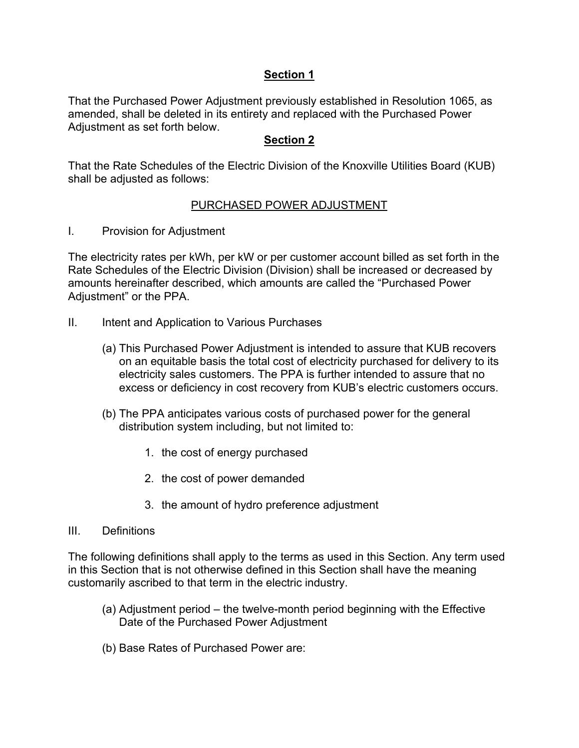## **Section 1**

That the Purchased Power Adjustment previously established in Resolution 1065, as amended, shall be deleted in its entirety and replaced with the Purchased Power Adjustment as set forth below.

## **Section 2**

That the Rate Schedules of the Electric Division of the Knoxville Utilities Board (KUB) shall be adjusted as follows:

### PURCHASED POWER ADJUSTMENT

I. Provision for Adjustment

The electricity rates per kWh, per kW or per customer account billed as set forth in the Rate Schedules of the Electric Division (Division) shall be increased or decreased by amounts hereinafter described, which amounts are called the "Purchased Power Adjustment" or the PPA.

II. Intent and Application to Various Purchases

(a) This Purchased Power Adjustment is intended to assure that KUB recovers on an equitable basis the total cost of electricity purchased for delivery to its electricity sales customers. The PPA is further intended to assure that no excess or deficiency in cost recovery from KUB's electric customers occurs.

(b) The PPA anticipates various costs of purchased power for the general distribution system including, but not limited to:

1. the cost of energy purchased
2. the cost of power demanded
3. the amount of hydro preference adjustment

III. Definitions

The following definitions shall apply to the terms as used in this Section. Any term used in this Section that is not otherwise defined in this Section shall have the meaning customarily ascribed to that term in the electric industry.

(a) Adjustment period – the twelve-month period beginning with the Effective Date of the Purchased Power Adjustment

(b) Base Rates of Purchased Power are: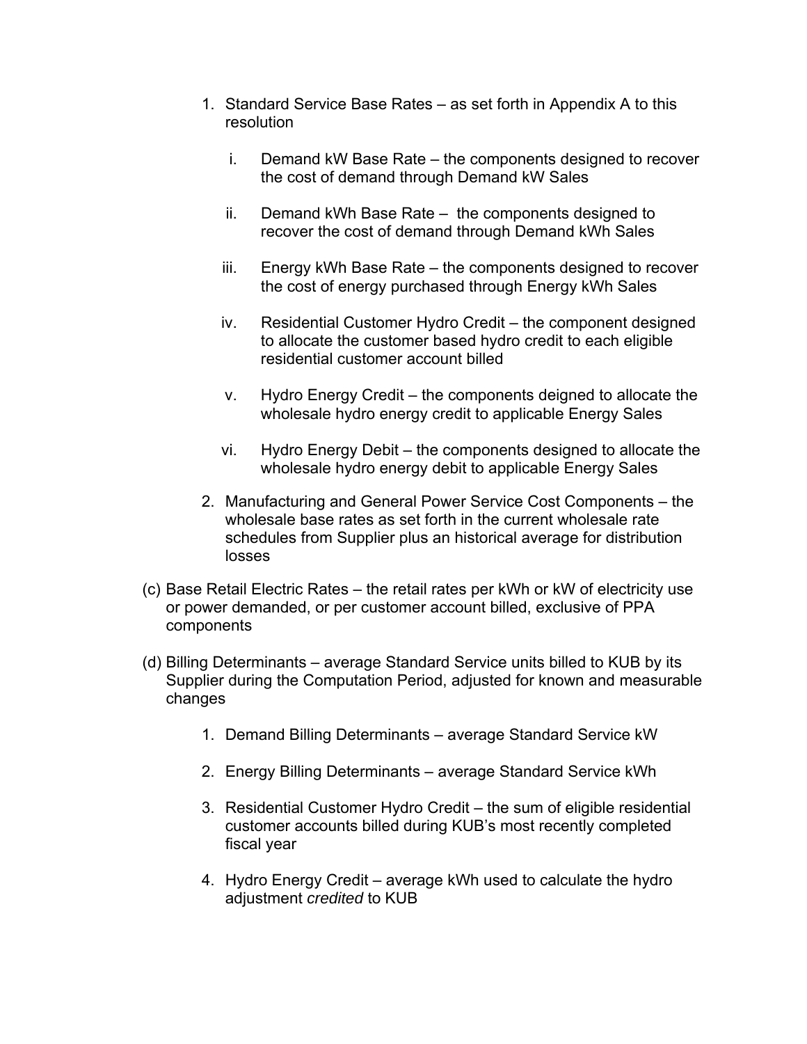1. Standard Service Base Rates – as set forth in Appendix A to this resolution

    i. Demand kW Base Rate – the components designed to recover the cost of demand through Demand kW Sales

    ii. Demand kWh Base Rate – the components designed to recover the cost of demand through Demand kWh Sales

    iii. Energy kWh Base Rate – the components designed to recover the cost of energy purchased through Energy kWh Sales

    iv. Residential Customer Hydro Credit – the component designed to allocate the customer based hydro credit to each eligible residential customer account billed

    v. Hydro Energy Credit – the components deigned to allocate the wholesale hydro energy credit to applicable Energy Sales

    vi. Hydro Energy Debit – the components designed to allocate the wholesale hydro energy debit to applicable Energy Sales

2. Manufacturing and General Power Service Cost Components – the wholesale base rates as set forth in the current wholesale rate schedules from Supplier plus an historical average for distribution losses

(c) Base Retail Electric Rates – the retail rates per kWh or kW of electricity use or power demanded, or per customer account billed, exclusive of PPA components

(d) Billing Determinants – average Standard Service units billed to KUB by its Supplier during the Computation Period, adjusted for known and measurable changes

1. Demand Billing Determinants – average Standard Service kW

2. Energy Billing Determinants – average Standard Service kWh

3. Residential Customer Hydro Credit – the sum of eligible residential customer accounts billed during KUB's most recently completed fiscal year

4. Hydro Energy Credit – average kWh used to calculate the hydro adjustment *credited* to KUB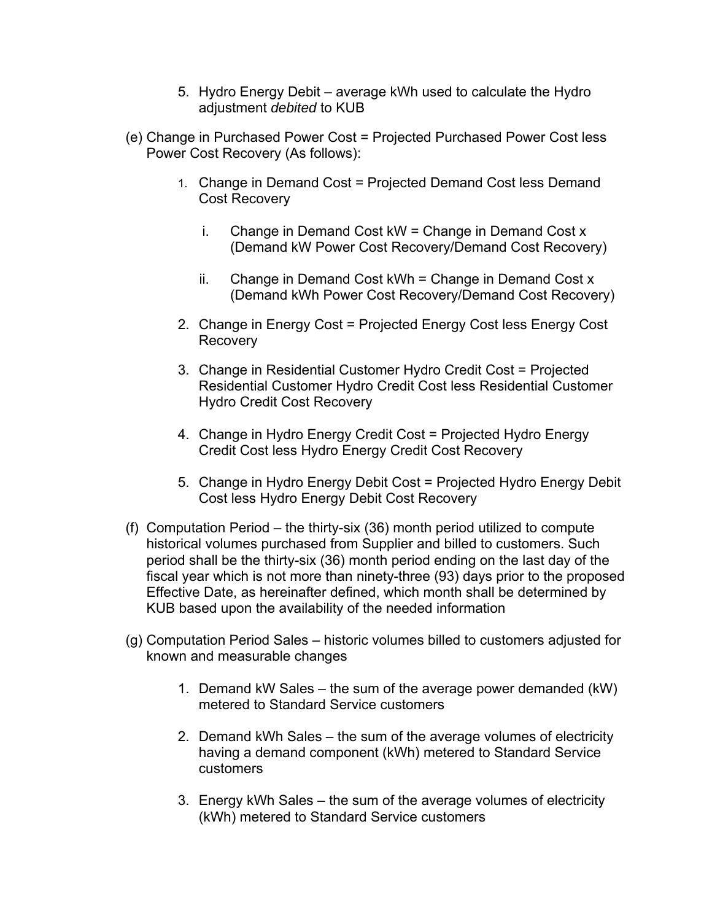5. Hydro Energy Debit – average kWh used to calculate the Hydro adjustment *debited* to KUB

(e) Change in Purchased Power Cost = Projected Purchased Power Cost less Power Cost Recovery (As follows):

1. Change in Demand Cost = Projected Demand Cost less Demand Cost Recovery

   i. Change in Demand Cost kW = Change in Demand Cost x (Demand kW Power Cost Recovery/Demand Cost Recovery)

   ii. Change in Demand Cost kWh = Change in Demand Cost x (Demand kWh Power Cost Recovery/Demand Cost Recovery)

2. Change in Energy Cost = Projected Energy Cost less Energy Cost Recovery

3. Change in Residential Customer Hydro Credit Cost = Projected Residential Customer Hydro Credit Cost less Residential Customer Hydro Credit Cost Recovery

4. Change in Hydro Energy Credit Cost = Projected Hydro Energy Credit Cost less Hydro Energy Credit Cost Recovery

5. Change in Hydro Energy Debit Cost = Projected Hydro Energy Debit Cost less Hydro Energy Debit Cost Recovery

(f) Computation Period – the thirty-six (36) month period utilized to compute historical volumes purchased from Supplier and billed to customers. Such period shall be the thirty-six (36) month period ending on the last day of the fiscal year which is not more than ninety-three (93) days prior to the proposed Effective Date, as hereinafter defined, which month shall be determined by KUB based upon the availability of the needed information

(g) Computation Period Sales – historic volumes billed to customers adjusted for known and measurable changes

1. Demand kW Sales – the sum of the average power demanded (kW) metered to Standard Service customers

2. Demand kWh Sales – the sum of the average volumes of electricity having a demand component (kWh) metered to Standard Service customers

3. Energy kWh Sales – the sum of the average volumes of electricity (kWh) metered to Standard Service customers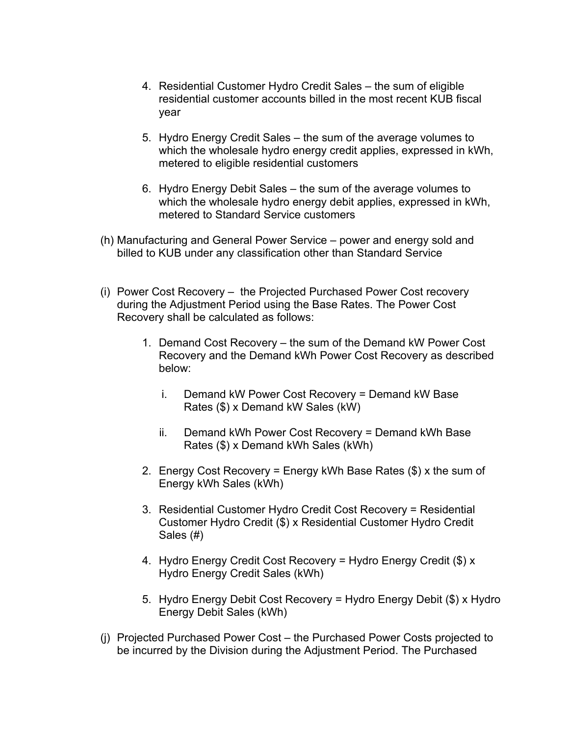4. Residential Customer Hydro Credit Sales – the sum of eligible residential customer accounts billed in the most recent KUB fiscal year

5. Hydro Energy Credit Sales – the sum of the average volumes to which the wholesale hydro energy credit applies, expressed in kWh, metered to eligible residential customers

6. Hydro Energy Debit Sales – the sum of the average volumes to which the wholesale hydro energy debit applies, expressed in kWh, metered to Standard Service customers

(h) Manufacturing and General Power Service – power and energy sold and billed to KUB under any classification other than Standard Service

(i) Power Cost Recovery – the Projected Purchased Power Cost recovery during the Adjustment Period using the Base Rates. The Power Cost Recovery shall be calculated as follows:

1. Demand Cost Recovery – the sum of the Demand kW Power Cost Recovery and the Demand kWh Power Cost Recovery as described below:

   i. Demand kW Power Cost Recovery = Demand kW Base Rates ($) x Demand kW Sales (kW)

   ii. Demand kWh Power Cost Recovery = Demand kWh Base Rates ($) x Demand kWh Sales (kWh)

2. Energy Cost Recovery = Energy kWh Base Rates ($) x the sum of Energy kWh Sales (kWh)

3. Residential Customer Hydro Credit Cost Recovery = Residential Customer Hydro Credit ($) x Residential Customer Hydro Credit Sales (#)

4. Hydro Energy Credit Cost Recovery = Hydro Energy Credit ($) x Hydro Energy Credit Sales (kWh)

5. Hydro Energy Debit Cost Recovery = Hydro Energy Debit ($) x Hydro Energy Debit Sales (kWh)

(j) Projected Purchased Power Cost – the Purchased Power Costs projected to be incurred by the Division during the Adjustment Period. The Purchased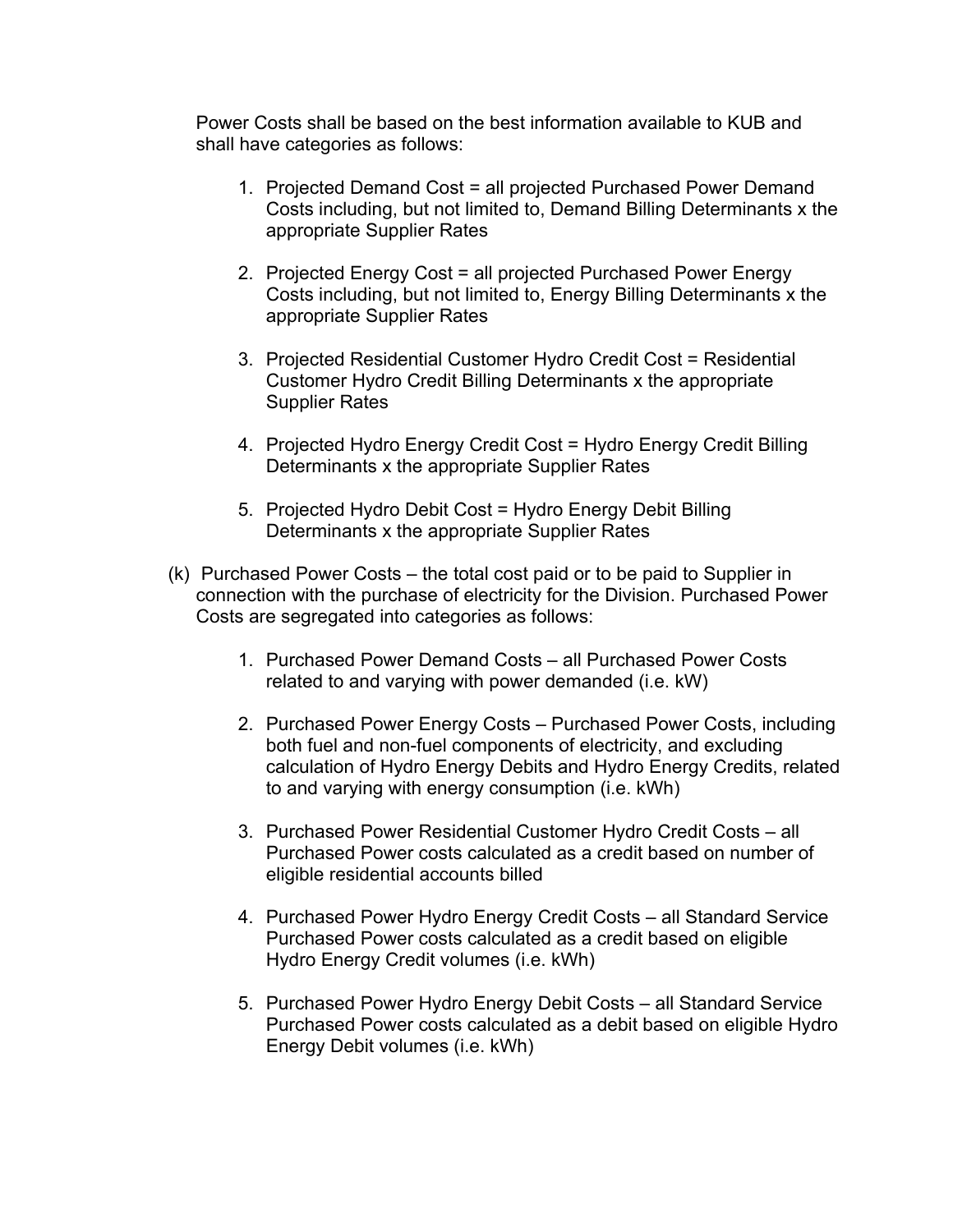Power Costs shall be based on the best information available to KUB and shall have categories as follows:

1. Projected Demand Cost = all projected Purchased Power Demand Costs including, but not limited to, Demand Billing Determinants x the appropriate Supplier Rates

2. Projected Energy Cost = all projected Purchased Power Energy Costs including, but not limited to, Energy Billing Determinants x the appropriate Supplier Rates

3. Projected Residential Customer Hydro Credit Cost = Residential Customer Hydro Credit Billing Determinants x the appropriate Supplier Rates

4. Projected Hydro Energy Credit Cost = Hydro Energy Credit Billing Determinants x the appropriate Supplier Rates

5. Projected Hydro Debit Cost = Hydro Energy Debit Billing Determinants x the appropriate Supplier Rates

(k) Purchased Power Costs – the total cost paid or to be paid to Supplier in connection with the purchase of electricity for the Division. Purchased Power Costs are segregated into categories as follows:

1. Purchased Power Demand Costs – all Purchased Power Costs related to and varying with power demanded (i.e. kW)

2. Purchased Power Energy Costs – Purchased Power Costs, including both fuel and non-fuel components of electricity, and excluding calculation of Hydro Energy Debits and Hydro Energy Credits, related to and varying with energy consumption (i.e. kWh)

3. Purchased Power Residential Customer Hydro Credit Costs – all Purchased Power costs calculated as a credit based on number of eligible residential accounts billed

4. Purchased Power Hydro Energy Credit Costs – all Standard Service Purchased Power costs calculated as a credit based on eligible Hydro Energy Credit volumes (i.e. kWh)

5. Purchased Power Hydro Energy Debit Costs – all Standard Service Purchased Power costs calculated as a debit based on eligible Hydro Energy Debit volumes (i.e. kWh)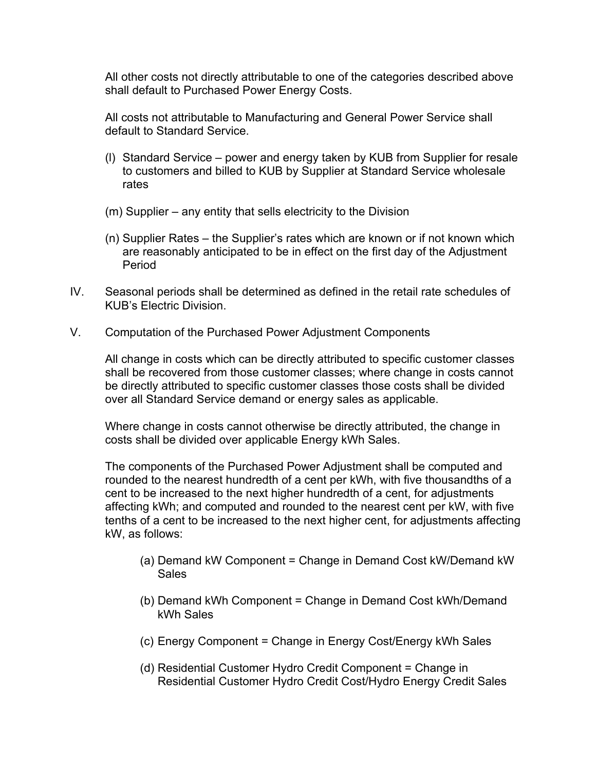All other costs not directly attributable to one of the categories described above shall default to Purchased Power Energy Costs.

All costs not attributable to Manufacturing and General Power Service shall default to Standard Service.

(l) Standard Service – power and energy taken by KUB from Supplier for resale to customers and billed to KUB by Supplier at Standard Service wholesale rates

(m) Supplier – any entity that sells electricity to the Division

(n) Supplier Rates – the Supplier's rates which are known or if not known which are reasonably anticipated to be in effect on the first day of the Adjustment Period

IV. Seasonal periods shall be determined as defined in the retail rate schedules of KUB's Electric Division.

V. Computation of the Purchased Power Adjustment Components

All change in costs which can be directly attributed to specific customer classes shall be recovered from those customer classes; where change in costs cannot be directly attributed to specific customer classes those costs shall be divided over all Standard Service demand or energy sales as applicable.

Where change in costs cannot otherwise be directly attributed, the change in costs shall be divided over applicable Energy kWh Sales.

The components of the Purchased Power Adjustment shall be computed and rounded to the nearest hundredth of a cent per kWh, with five thousandths of a cent to be increased to the next higher hundredth of a cent, for adjustments affecting kWh; and computed and rounded to the nearest cent per kW, with five tenths of a cent to be increased to the next higher cent, for adjustments affecting kW, as follows:

(a) Demand kW Component = Change in Demand Cost kW/Demand kW Sales

(b) Demand kWh Component = Change in Demand Cost kWh/Demand kWh Sales

(c) Energy Component = Change in Energy Cost/Energy kWh Sales

(d) Residential Customer Hydro Credit Component = Change in Residential Customer Hydro Credit Cost/Hydro Energy Credit Sales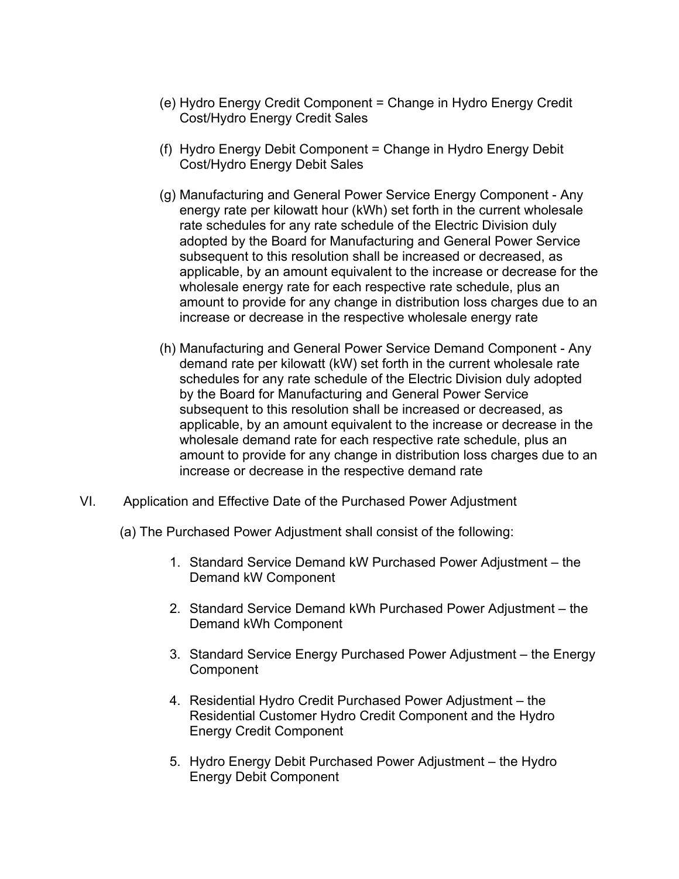(e) Hydro Energy Credit Component = Change in Hydro Energy Credit Cost/Hydro Energy Credit Sales

(f) Hydro Energy Debit Component = Change in Hydro Energy Debit Cost/Hydro Energy Debit Sales

(g) Manufacturing and General Power Service Energy Component - Any energy rate per kilowatt hour (kWh) set forth in the current wholesale rate schedules for any rate schedule of the Electric Division duly adopted by the Board for Manufacturing and General Power Service subsequent to this resolution shall be increased or decreased, as applicable, by an amount equivalent to the increase or decrease for the wholesale energy rate for each respective rate schedule, plus an amount to provide for any change in distribution loss charges due to an increase or decrease in the respective wholesale energy rate

(h) Manufacturing and General Power Service Demand Component - Any demand rate per kilowatt (kW) set forth in the current wholesale rate schedules for any rate schedule of the Electric Division duly adopted by the Board for Manufacturing and General Power Service subsequent to this resolution shall be increased or decreased, as applicable, by an amount equivalent to the increase or decrease in the wholesale demand rate for each respective rate schedule, plus an amount to provide for any change in distribution loss charges due to an increase or decrease in the respective demand rate

VI. Application and Effective Date of the Purchased Power Adjustment

(a) The Purchased Power Adjustment shall consist of the following:

1. Standard Service Demand kW Purchased Power Adjustment – the Demand kW Component
2. Standard Service Demand kWh Purchased Power Adjustment – the Demand kWh Component
3. Standard Service Energy Purchased Power Adjustment – the Energy Component
4. Residential Hydro Credit Purchased Power Adjustment – the Residential Customer Hydro Credit Component and the Hydro Energy Credit Component
5. Hydro Energy Debit Purchased Power Adjustment – the Hydro Energy Debit Component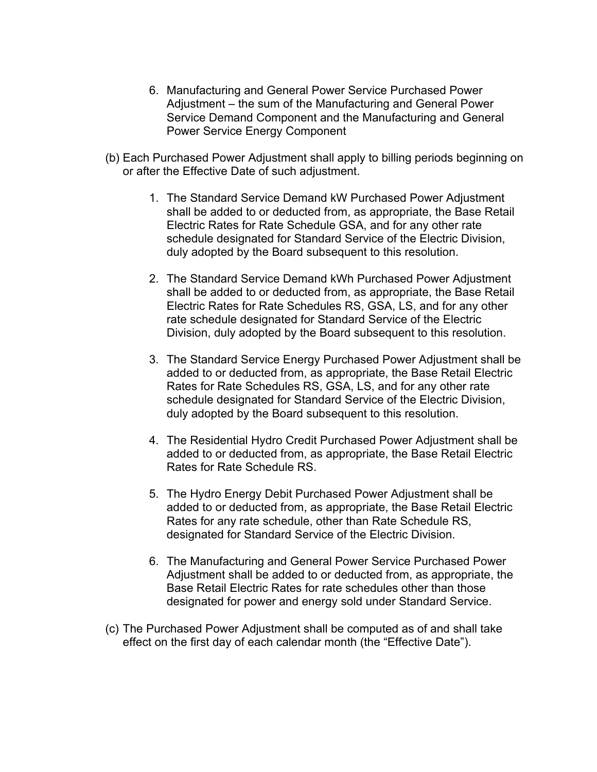6. Manufacturing and General Power Service Purchased Power Adjustment – the sum of the Manufacturing and General Power Service Demand Component and the Manufacturing and General Power Service Energy Component

(b) Each Purchased Power Adjustment shall apply to billing periods beginning on or after the Effective Date of such adjustment.

1. The Standard Service Demand kW Purchased Power Adjustment shall be added to or deducted from, as appropriate, the Base Retail Electric Rates for Rate Schedule GSA, and for any other rate schedule designated for Standard Service of the Electric Division, duly adopted by the Board subsequent to this resolution.

2. The Standard Service Demand kWh Purchased Power Adjustment shall be added to or deducted from, as appropriate, the Base Retail Electric Rates for Rate Schedules RS, GSA, LS, and for any other rate schedule designated for Standard Service of the Electric Division, duly adopted by the Board subsequent to this resolution.

3. The Standard Service Energy Purchased Power Adjustment shall be added to or deducted from, as appropriate, the Base Retail Electric Rates for Rate Schedules RS, GSA, LS, and for any other rate schedule designated for Standard Service of the Electric Division, duly adopted by the Board subsequent to this resolution.

4. The Residential Hydro Credit Purchased Power Adjustment shall be added to or deducted from, as appropriate, the Base Retail Electric Rates for Rate Schedule RS.

5. The Hydro Energy Debit Purchased Power Adjustment shall be added to or deducted from, as appropriate, the Base Retail Electric Rates for any rate schedule, other than Rate Schedule RS, designated for Standard Service of the Electric Division.

6. The Manufacturing and General Power Service Purchased Power Adjustment shall be added to or deducted from, as appropriate, the Base Retail Electric Rates for rate schedules other than those designated for power and energy sold under Standard Service.

(c) The Purchased Power Adjustment shall be computed as of and shall take effect on the first day of each calendar month (the "Effective Date").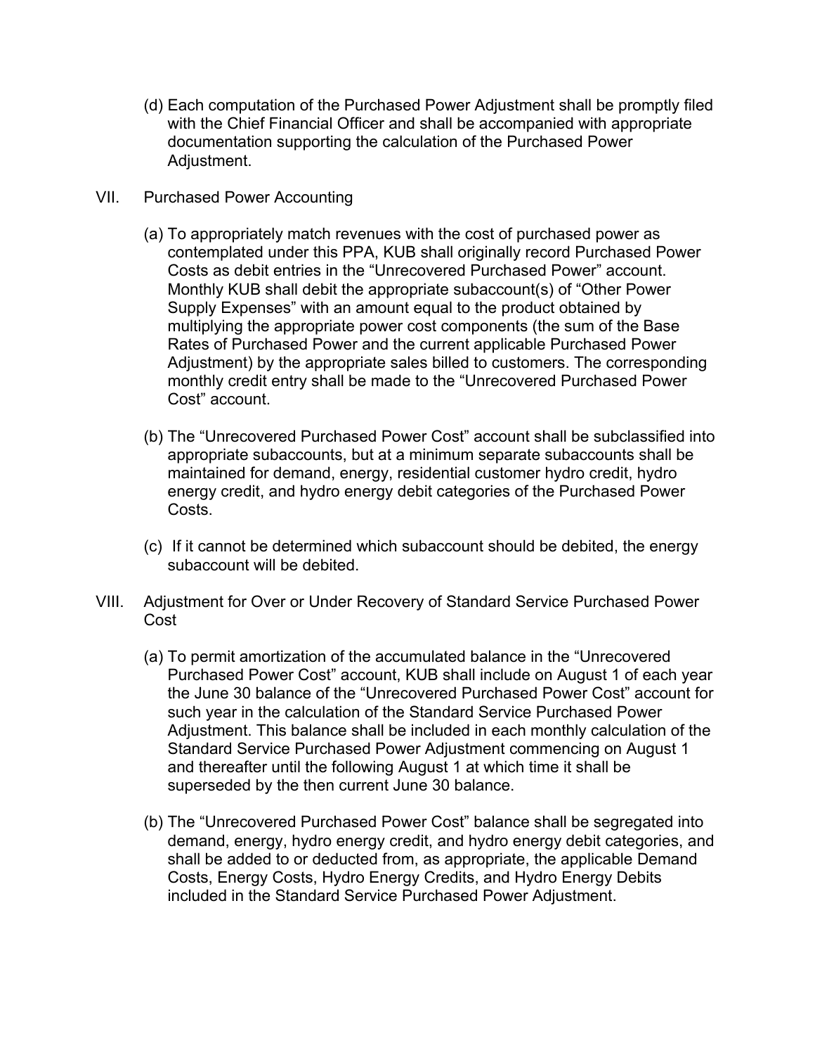(d) Each computation of the Purchased Power Adjustment shall be promptly filed with the Chief Financial Officer and shall be accompanied with appropriate documentation supporting the calculation of the Purchased Power Adjustment.

VII. Purchased Power Accounting

(a) To appropriately match revenues with the cost of purchased power as contemplated under this PPA, KUB shall originally record Purchased Power Costs as debit entries in the "Unrecovered Purchased Power" account. Monthly KUB shall debit the appropriate subaccount(s) of "Other Power Supply Expenses" with an amount equal to the product obtained by multiplying the appropriate power cost components (the sum of the Base Rates of Purchased Power and the current applicable Purchased Power Adjustment) by the appropriate sales billed to customers. The corresponding monthly credit entry shall be made to the "Unrecovered Purchased Power Cost" account.

(b) The "Unrecovered Purchased Power Cost" account shall be subclassified into appropriate subaccounts, but at a minimum separate subaccounts shall be maintained for demand, energy, residential customer hydro credit, hydro energy credit, and hydro energy debit categories of the Purchased Power Costs.

(c) If it cannot be determined which subaccount should be debited, the energy subaccount will be debited.

VIII. Adjustment for Over or Under Recovery of Standard Service Purchased Power Cost

(a) To permit amortization of the accumulated balance in the "Unrecovered Purchased Power Cost" account, KUB shall include on August 1 of each year the June 30 balance of the "Unrecovered Purchased Power Cost" account for such year in the calculation of the Standard Service Purchased Power Adjustment. This balance shall be included in each monthly calculation of the Standard Service Purchased Power Adjustment commencing on August 1 and thereafter until the following August 1 at which time it shall be superseded by the then current June 30 balance.

(b) The "Unrecovered Purchased Power Cost" balance shall be segregated into demand, energy, hydro energy credit, and hydro energy debit categories, and shall be added to or deducted from, as appropriate, the applicable Demand Costs, Energy Costs, Hydro Energy Credits, and Hydro Energy Debits included in the Standard Service Purchased Power Adjustment.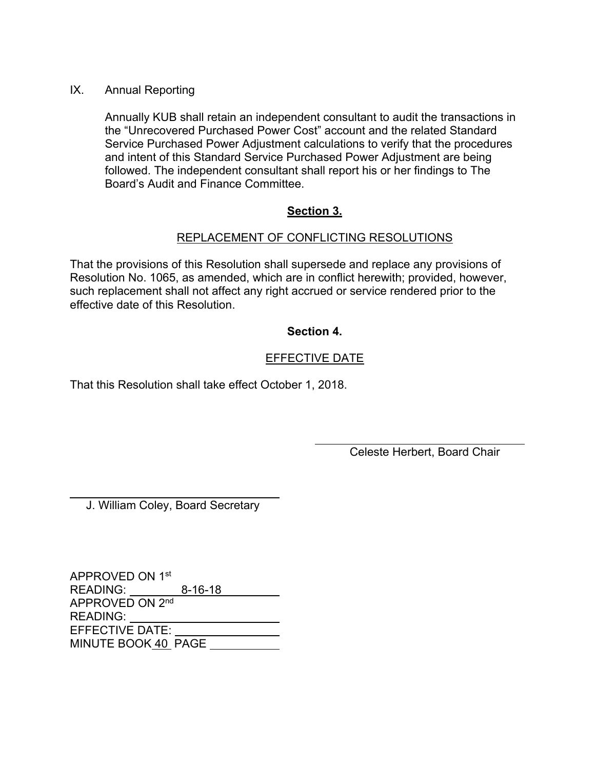IX. Annual Reporting

Annually KUB shall retain an independent consultant to audit the transactions in the "Unrecovered Purchased Power Cost" account and the related Standard Service Purchased Power Adjustment calculations to verify that the procedures and intent of this Standard Service Purchased Power Adjustment are being followed. The independent consultant shall report his or her findings to The Board's Audit and Finance Committee.

## Section 3.

REPLACEMENT OF CONFLICTING RESOLUTIONS

That the provisions of this Resolution shall supersede and replace any provisions of Resolution No. 1065, as amended, which are in conflict herewith; provided, however, such replacement shall not affect any right accrued or service rendered prior to the effective date of this Resolution.

## Section 4.

EFFECTIVE DATE

That this Resolution shall take effect October 1, 2018.

Celeste Herbert, Board Chair

J. William Coley, Board Secretary

APPROVED ON 1st READING: 8-16-18
APPROVED ON 2nd READING:
EFFECTIVE DATE:
MINUTE BOOK 40 PAGE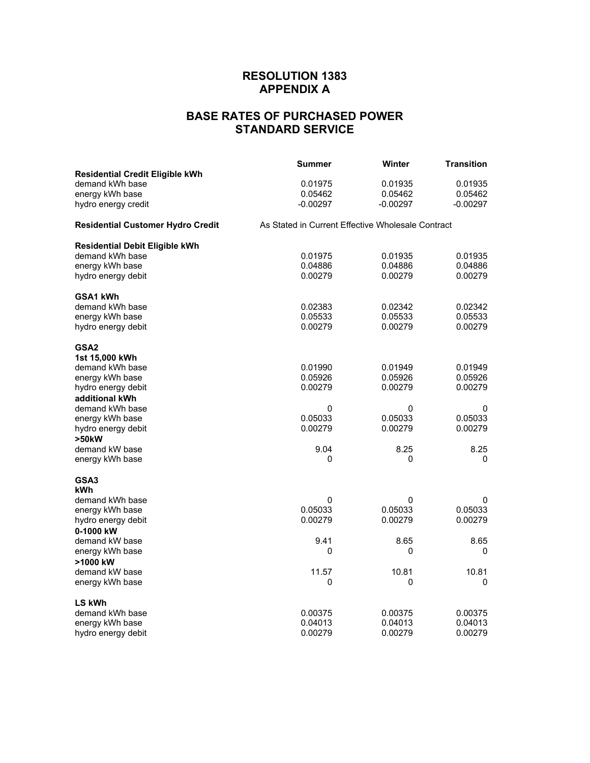# RESOLUTION 1383
# APPENDIX A

## BASE RATES OF PURCHASED POWER
## STANDARD SERVICE

| | Summer | Winter | Transition |
|---|---|---|---|
| **Residential Credit Eligible kWh** | | | |
| demand kWh base | 0.01975 | 0.01935 | 0.01935 |
| energy kWh base | 0.05462 | 0.05462 | 0.05462 |
| hydro energy credit | -0.00297 | -0.00297 | -0.00297 |
| **Residential Customer Hydro Credit** | As Stated in Current Effective Wholesale Contract | | |
| **Residential Debit Eligible kWh** | | | |
| demand kWh base | 0.01975 | 0.01935 | 0.01935 |
| energy kWh base | 0.04886 | 0.04886 | 0.04886 |
| hydro energy debit | 0.00279 | 0.00279 | 0.00279 |
| **GSA1 kWh** | | | |
| demand kWh base | 0.02383 | 0.02342 | 0.02342 |
| energy kWh base | 0.05533 | 0.05533 | 0.05533 |
| hydro energy debit | 0.00279 | 0.00279 | 0.00279 |
| **GSA2** | | | |
| **1st 15,000 kWh** | | | |
| demand kWh base | 0.01990 | 0.01949 | 0.01949 |
| energy kWh base | 0.05926 | 0.05926 | 0.05926 |
| hydro energy debit | 0.00279 | 0.00279 | 0.00279 |
| **additional kWh** | | | |
| demand kWh base | 0 | 0 | 0 |
| energy kWh base | 0.05033 | 0.05033 | 0.05033 |
| hydro energy debit | 0.00279 | 0.00279 | 0.00279 |
| **>50kW** | | | |
| demand kW base | 9.04 | 8.25 | 8.25 |
| energy kWh base | 0 | 0 | 0 |
| **GSA3** | | | |
| **kWh** | | | |
| demand kWh base | 0 | 0 | 0 |
| energy kWh base | 0.05033 | 0.05033 | 0.05033 |
| hydro energy debit | 0.00279 | 0.00279 | 0.00279 |
| **0-1000 kW** | | | |
| demand kW base | 9.41 | 8.65 | 8.65 |
| energy kWh base | 0 | 0 | 0 |
| **>1000 kW** | | | |
| demand kW base | 11.57 | 10.81 | 10.81 |
| energy kWh base | 0 | 0 | 0 |
| **LS kWh** | | | |
| demand kWh base | 0.00375 | 0.00375 | 0.00375 |
| energy kWh base | 0.04013 | 0.04013 | 0.04013 |
| hydro energy debit | 0.00279 | 0.00279 | 0.00279 |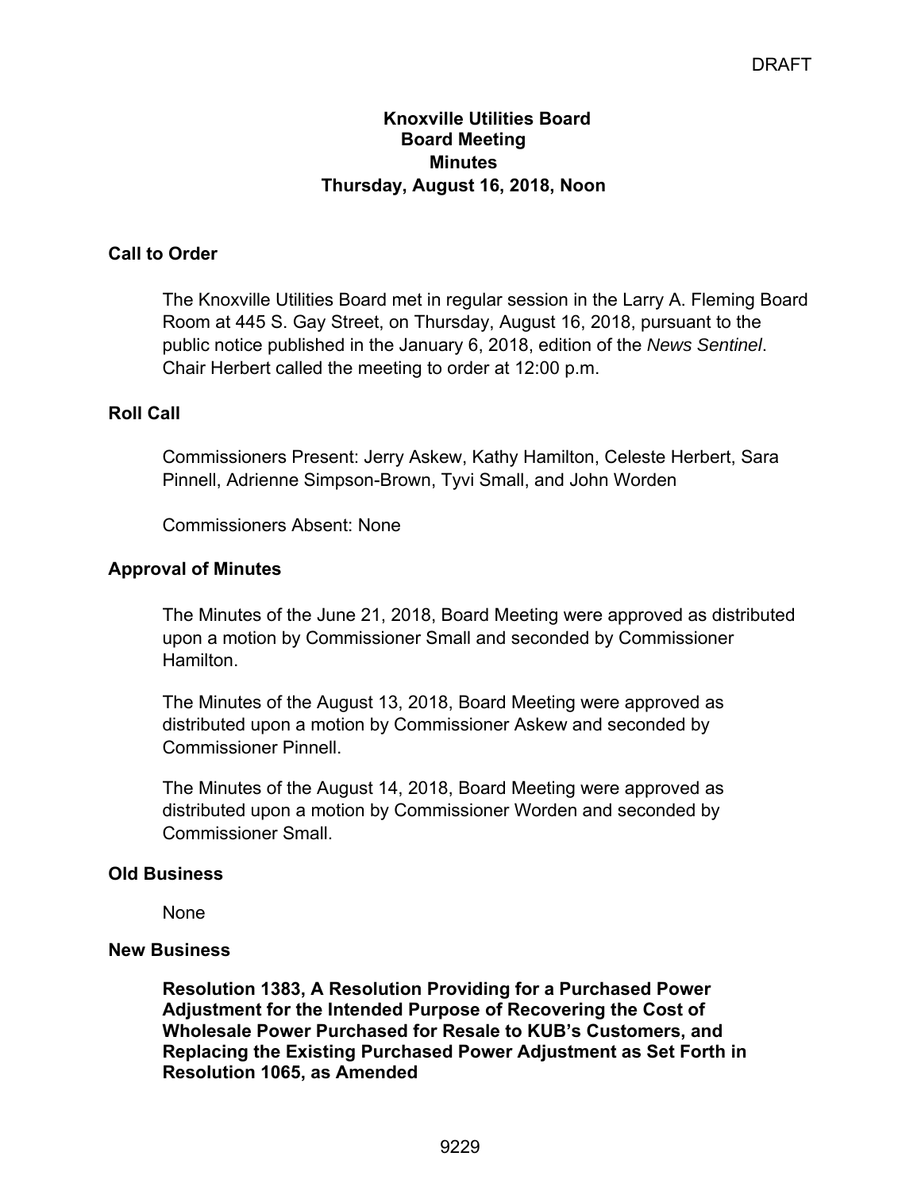DRAFT

# Knoxville Utilities Board
## Board Meeting
## Minutes
## Thursday, August 16, 2018, Noon

### Call to Order

The Knoxville Utilities Board met in regular session in the Larry A. Fleming Board Room at 445 S. Gay Street, on Thursday, August 16, 2018, pursuant to the public notice published in the January 6, 2018, edition of the *News Sentinel*. Chair Herbert called the meeting to order at 12:00 p.m.

### Roll Call

Commissioners Present: Jerry Askew, Kathy Hamilton, Celeste Herbert, Sara Pinnell, Adrienne Simpson-Brown, Tyvi Small, and John Worden

Commissioners Absent: None

### Approval of Minutes

The Minutes of the June 21, 2018, Board Meeting were approved as distributed upon a motion by Commissioner Small and seconded by Commissioner Hamilton.

The Minutes of the August 13, 2018, Board Meeting were approved as distributed upon a motion by Commissioner Askew and seconded by Commissioner Pinnell.

The Minutes of the August 14, 2018, Board Meeting were approved as distributed upon a motion by Commissioner Worden and seconded by Commissioner Small.

### Old Business

None

### New Business

**Resolution 1383, A Resolution Providing for a Purchased Power Adjustment for the Intended Purpose of Recovering the Cost of Wholesale Power Purchased for Resale to KUB's Customers, and Replacing the Existing Purchased Power Adjustment as Set Forth in Resolution 1065, as Amended**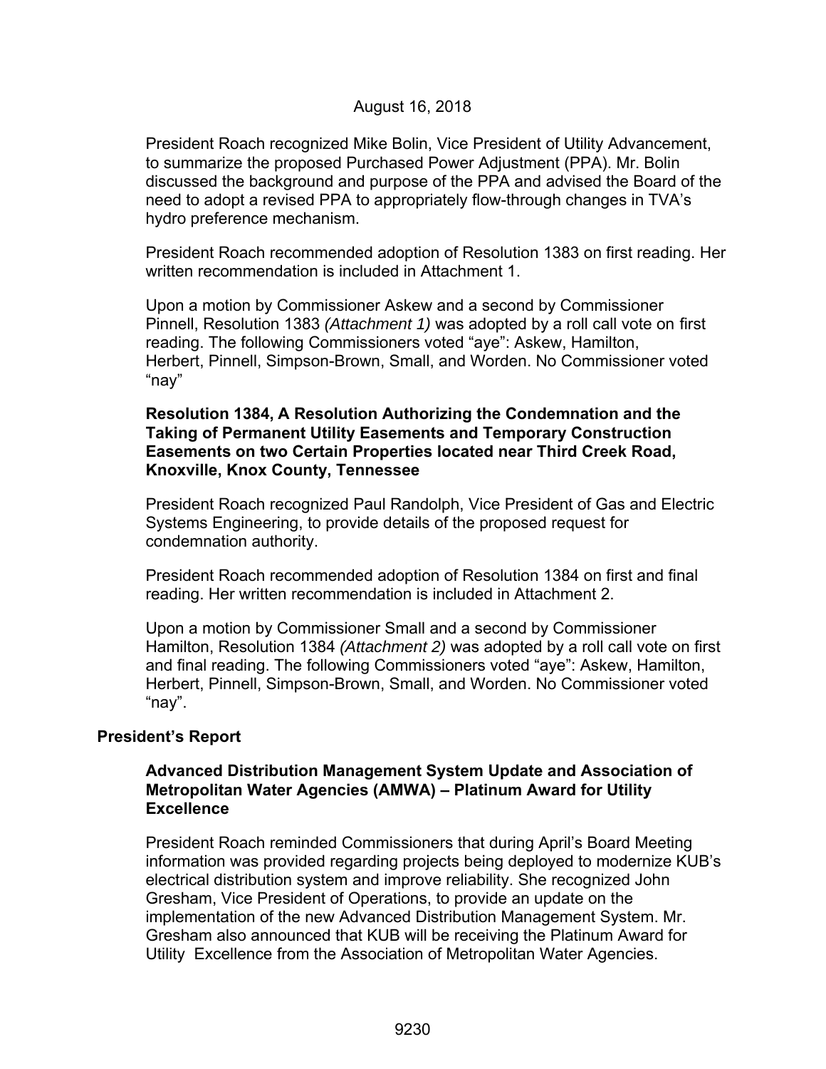August 16, 2018

President Roach recognized Mike Bolin, Vice President of Utility Advancement, to summarize the proposed Purchased Power Adjustment (PPA). Mr. Bolin discussed the background and purpose of the PPA and advised the Board of the need to adopt a revised PPA to appropriately flow-through changes in TVA's hydro preference mechanism.

President Roach recommended adoption of Resolution 1383 on first reading. Her written recommendation is included in Attachment 1.

Upon a motion by Commissioner Askew and a second by Commissioner Pinnell, Resolution 1383 *(Attachment 1)* was adopted by a roll call vote on first reading. The following Commissioners voted "aye": Askew, Hamilton, Herbert, Pinnell, Simpson-Brown, Small, and Worden. No Commissioner voted "nay"

**Resolution 1384, A Resolution Authorizing the Condemnation and the Taking of Permanent Utility Easements and Temporary Construction Easements on two Certain Properties located near Third Creek Road, Knoxville, Knox County, Tennessee**

President Roach recognized Paul Randolph, Vice President of Gas and Electric Systems Engineering, to provide details of the proposed request for condemnation authority.

President Roach recommended adoption of Resolution 1384 on first and final reading. Her written recommendation is included in Attachment 2.

Upon a motion by Commissioner Small and a second by Commissioner Hamilton, Resolution 1384 *(Attachment 2)* was adopted by a roll call vote on first and final reading. The following Commissioners voted "aye": Askew, Hamilton, Herbert, Pinnell, Simpson-Brown, Small, and Worden. No Commissioner voted "nay".

## President's Report

### Advanced Distribution Management System Update and Association of Metropolitan Water Agencies (AMWA) – Platinum Award for Utility Excellence

President Roach reminded Commissioners that during April's Board Meeting information was provided regarding projects being deployed to modernize KUB's electrical distribution system and improve reliability. She recognized John Gresham, Vice President of Operations, to provide an update on the implementation of the new Advanced Distribution Management System. Mr. Gresham also announced that KUB will be receiving the Platinum Award for Utility Excellence from the Association of Metropolitan Water Agencies.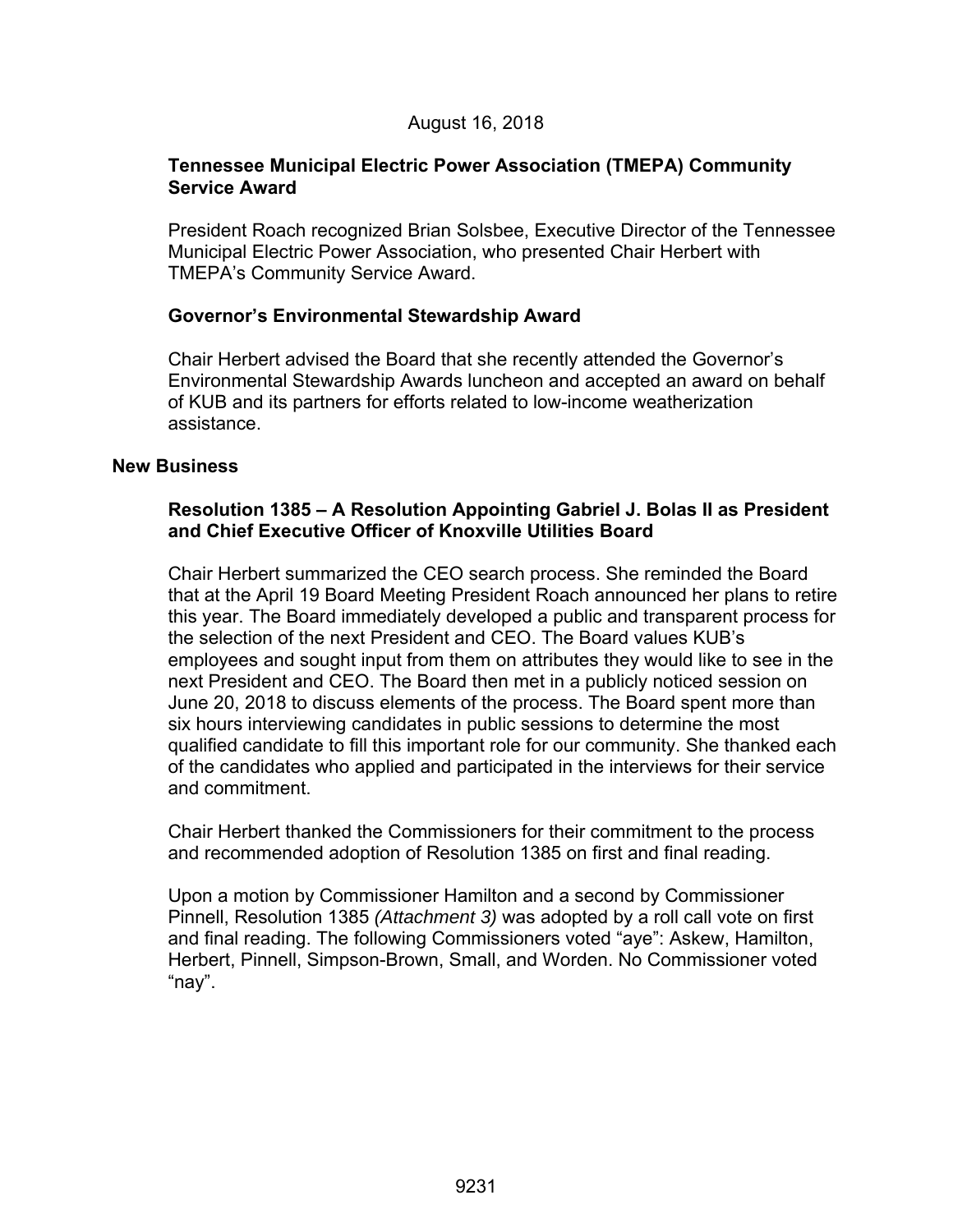August 16, 2018

### Tennessee Municipal Electric Power Association (TMEPA) Community Service Award

President Roach recognized Brian Solsbee, Executive Director of the Tennessee Municipal Electric Power Association, who presented Chair Herbert with TMEPA's Community Service Award.

### Governor's Environmental Stewardship Award

Chair Herbert advised the Board that she recently attended the Governor's Environmental Stewardship Awards luncheon and accepted an award on behalf of KUB and its partners for efforts related to low-income weatherization assistance.

## New Business

### Resolution 1385 – A Resolution Appointing Gabriel J. Bolas II as President and Chief Executive Officer of Knoxville Utilities Board

Chair Herbert summarized the CEO search process. She reminded the Board that at the April 19 Board Meeting President Roach announced her plans to retire this year. The Board immediately developed a public and transparent process for the selection of the next President and CEO. The Board values KUB's employees and sought input from them on attributes they would like to see in the next President and CEO. The Board then met in a publicly noticed session on June 20, 2018 to discuss elements of the process. The Board spent more than six hours interviewing candidates in public sessions to determine the most qualified candidate to fill this important role for our community. She thanked each of the candidates who applied and participated in the interviews for their service and commitment.

Chair Herbert thanked the Commissioners for their commitment to the process and recommended adoption of Resolution 1385 on first and final reading.

Upon a motion by Commissioner Hamilton and a second by Commissioner Pinnell, Resolution 1385 *(Attachment 3)* was adopted by a roll call vote on first and final reading. The following Commissioners voted "aye": Askew, Hamilton, Herbert, Pinnell, Simpson-Brown, Small, and Worden. No Commissioner voted "nay".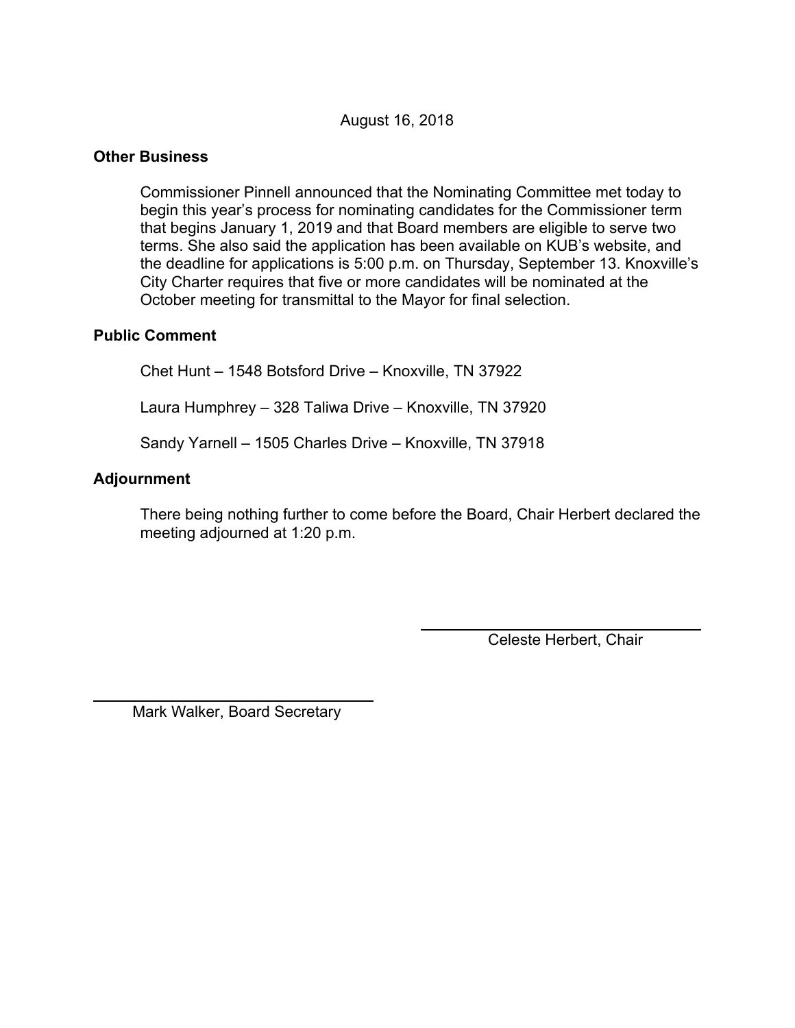August 16, 2018

**Other Business**

Commissioner Pinnell announced that the Nominating Committee met today to begin this year's process for nominating candidates for the Commissioner term that begins January 1, 2019 and that Board members are eligible to serve two terms. She also said the application has been available on KUB's website, and the deadline for applications is 5:00 p.m. on Thursday, September 13. Knoxville's City Charter requires that five or more candidates will be nominated at the October meeting for transmittal to the Mayor for final selection.

**Public Comment**

Chet Hunt – 1548 Botsford Drive – Knoxville, TN 37922

Laura Humphrey – 328 Taliwa Drive – Knoxville, TN 37920

Sandy Yarnell – 1505 Charles Drive – Knoxville, TN 37918

**Adjournment**

There being nothing further to come before the Board, Chair Herbert declared the meeting adjourned at 1:20 p.m.

Celeste Herbert, Chair

Mark Walker, Board Secretary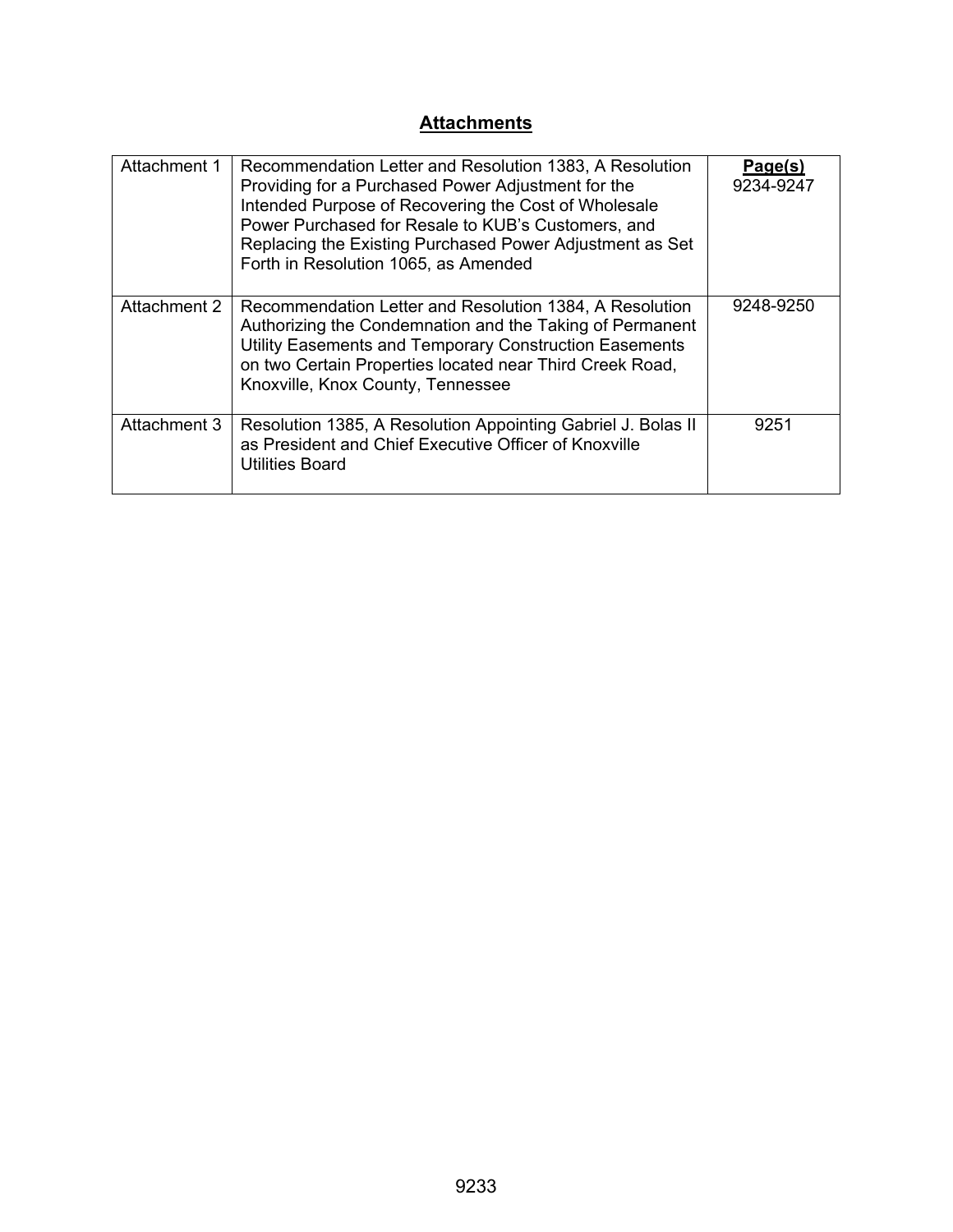## Attachments

| | | Page(s) |
|---|---|---|
| Attachment 1 | Recommendation Letter and Resolution 1383, A Resolution Providing for a Purchased Power Adjustment for the Intended Purpose of Recovering the Cost of Wholesale Power Purchased for Resale to KUB's Customers, and Replacing the Existing Purchased Power Adjustment as Set Forth in Resolution 1065, as Amended | 9234-9247 |
| Attachment 2 | Recommendation Letter and Resolution 1384, A Resolution Authorizing the Condemnation and the Taking of Permanent Utility Easements and Temporary Construction Easements on two Certain Properties located near Third Creek Road, Knoxville, Knox County, Tennessee | 9248-9250 |
| Attachment 3 | Resolution 1385, A Resolution Appointing Gabriel J. Bolas II as President and Chief Executive Officer of Knoxville Utilities Board | 9251 |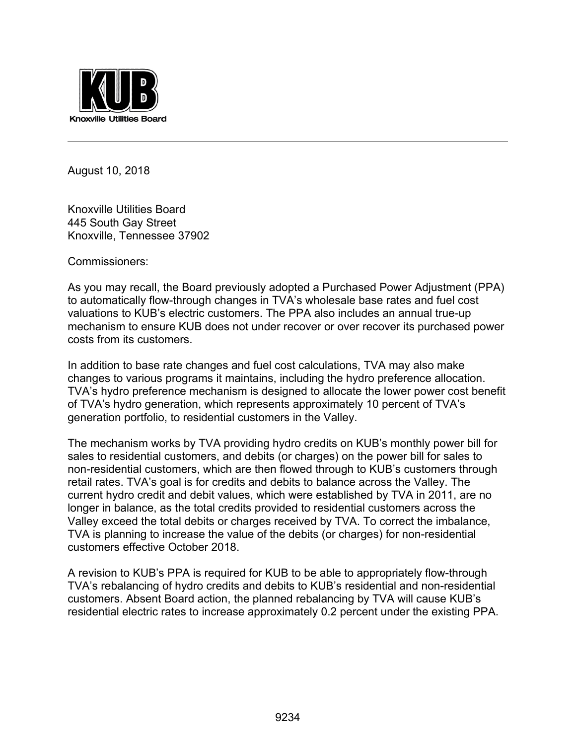KUB

Knoxville Utilities Board

---

August 10, 2018

Knoxville Utilities Board
445 South Gay Street
Knoxville, Tennessee 37902

Commissioners:

As you may recall, the Board previously adopted a Purchased Power Adjustment (PPA) to automatically flow-through changes in TVA's wholesale base rates and fuel cost valuations to KUB's electric customers. The PPA also includes an annual true-up mechanism to ensure KUB does not under recover or over recover its purchased power costs from its customers.

In addition to base rate changes and fuel cost calculations, TVA may also make changes to various programs it maintains, including the hydro preference allocation. TVA's hydro preference mechanism is designed to allocate the lower power cost benefit of TVA's hydro generation, which represents approximately 10 percent of TVA's generation portfolio, to residential customers in the Valley.

The mechanism works by TVA providing hydro credits on KUB's monthly power bill for sales to residential customers, and debits (or charges) on the power bill for sales to non-residential customers, which are then flowed through to KUB's customers through retail rates. TVA's goal is for credits and debits to balance across the Valley. The current hydro credit and debit values, which were established by TVA in 2011, are no longer in balance, as the total credits provided to residential customers across the Valley exceed the total debits or charges received by TVA. To correct the imbalance, TVA is planning to increase the value of the debits (or charges) for non-residential customers effective October 2018.

A revision to KUB's PPA is required for KUB to be able to appropriately flow-through TVA's rebalancing of hydro credits and debits to KUB's residential and non-residential customers. Absent Board action, the planned rebalancing by TVA will cause KUB's residential electric rates to increase approximately 0.2 percent under the existing PPA.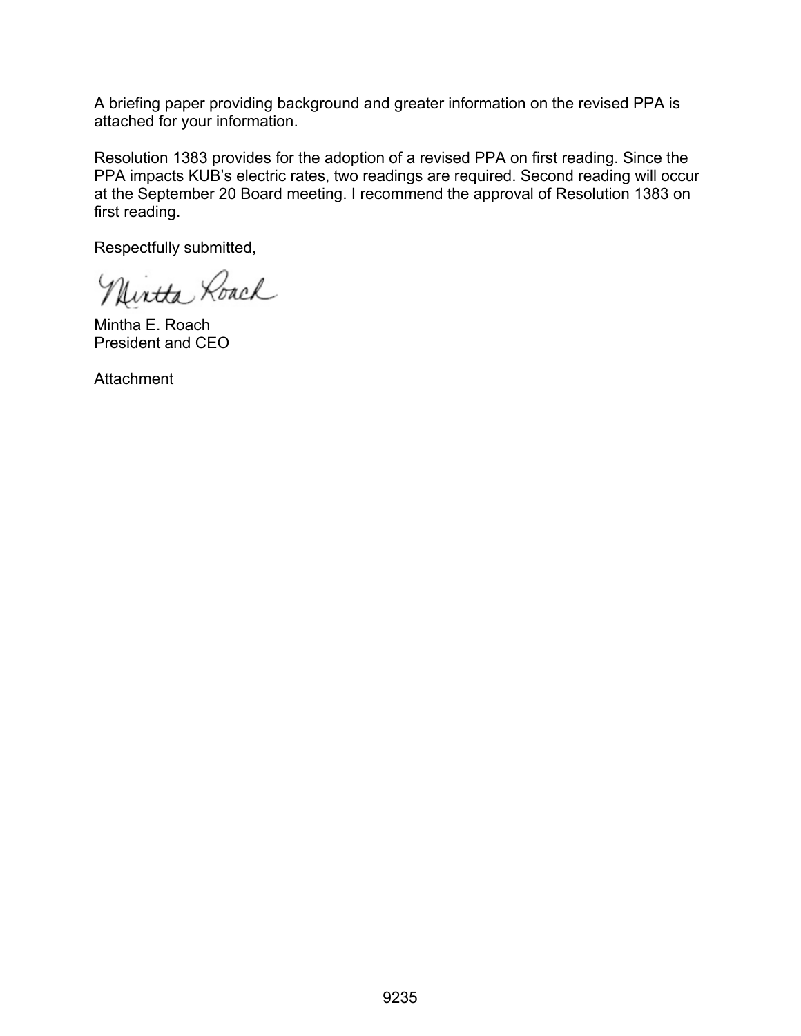A briefing paper providing background and greater information on the revised PPA is attached for your information.

Resolution 1383 provides for the adoption of a revised PPA on first reading. Since the PPA impacts KUB's electric rates, two readings are required. Second reading will occur at the September 20 Board meeting. I recommend the approval of Resolution 1383 on first reading.

Respectfully submitted,

Mintha E. Roach
President and CEO

Attachment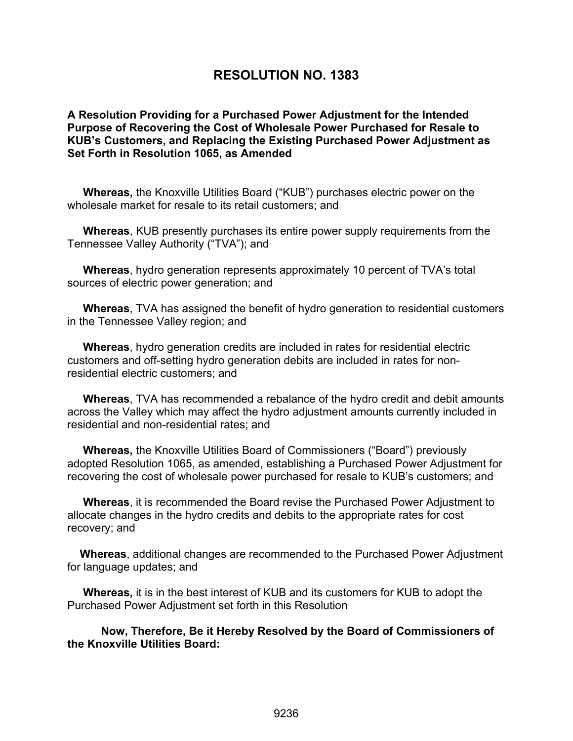# RESOLUTION NO. 1383

**A Resolution Providing for a Purchased Power Adjustment for the Intended Purpose of Recovering the Cost of Wholesale Power Purchased for Resale to KUB's Customers, and Replacing the Existing Purchased Power Adjustment as Set Forth in Resolution 1065, as Amended**

**Whereas,** the Knoxville Utilities Board ("KUB") purchases electric power on the wholesale market for resale to its retail customers; and

**Whereas**, KUB presently purchases its entire power supply requirements from the Tennessee Valley Authority ("TVA"); and

**Whereas**, hydro generation represents approximately 10 percent of TVA's total sources of electric power generation; and

**Whereas**, TVA has assigned the benefit of hydro generation to residential customers in the Tennessee Valley region; and

**Whereas**, hydro generation credits are included in rates for residential electric customers and off-setting hydro generation debits are included in rates for non-residential electric customers; and

**Whereas**, TVA has recommended a rebalance of the hydro credit and debit amounts across the Valley which may affect the hydro adjustment amounts currently included in residential and non-residential rates; and

**Whereas,** the Knoxville Utilities Board of Commissioners ("Board") previously adopted Resolution 1065, as amended, establishing a Purchased Power Adjustment for recovering the cost of wholesale power purchased for resale to KUB's customers; and

**Whereas**, it is recommended the Board revise the Purchased Power Adjustment to allocate changes in the hydro credits and debits to the appropriate rates for cost recovery; and

**Whereas**, additional changes are recommended to the Purchased Power Adjustment for language updates; and

**Whereas,** it is in the best interest of KUB and its customers for KUB to adopt the Purchased Power Adjustment set forth in this Resolution

**Now, Therefore, Be it Hereby Resolved by the Board of Commissioners of the Knoxville Utilities Board:**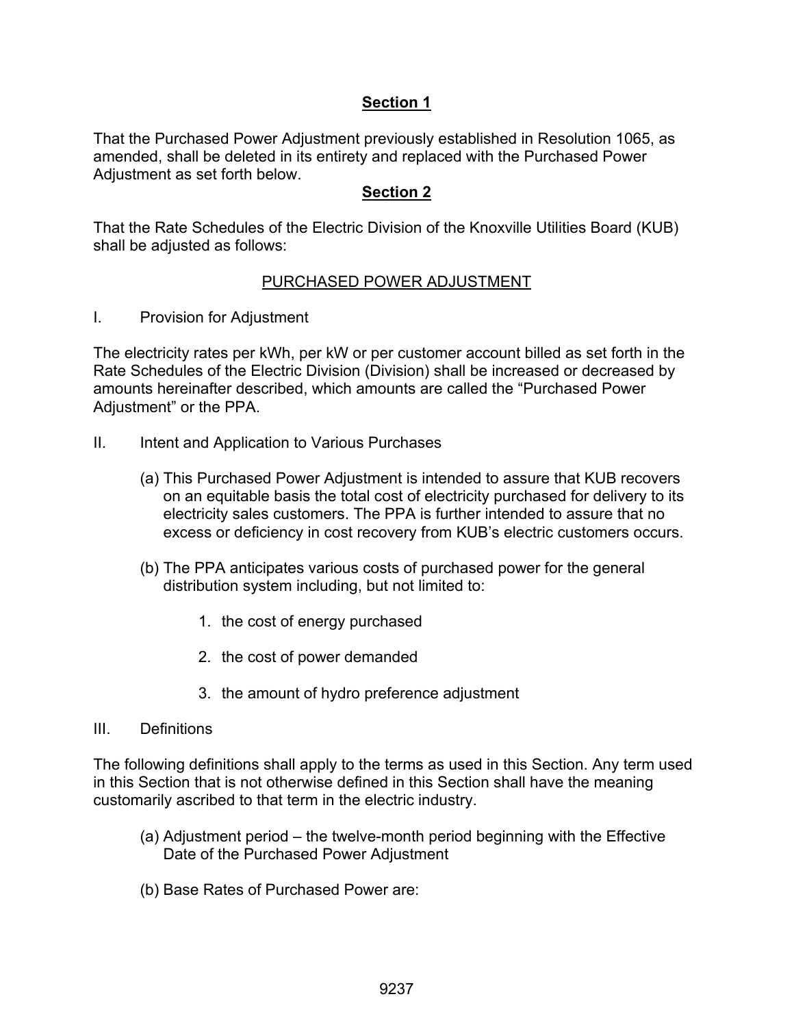## Section 1

That the Purchased Power Adjustment previously established in Resolution 1065, as amended, shall be deleted in its entirety and replaced with the Purchased Power Adjustment as set forth below.

## Section 2

That the Rate Schedules of the Electric Division of the Knoxville Utilities Board (KUB) shall be adjusted as follows:

### PURCHASED POWER ADJUSTMENT

I. Provision for Adjustment

The electricity rates per kWh, per kW or per customer account billed as set forth in the Rate Schedules of the Electric Division (Division) shall be increased or decreased by amounts hereinafter described, which amounts are called the "Purchased Power Adjustment" or the PPA.

II. Intent and Application to Various Purchases

(a) This Purchased Power Adjustment is intended to assure that KUB recovers on an equitable basis the total cost of electricity purchased for delivery to its electricity sales customers. The PPA is further intended to assure that no excess or deficiency in cost recovery from KUB's electric customers occurs.

(b) The PPA anticipates various costs of purchased power for the general distribution system including, but not limited to:

1. the cost of energy purchased
2. the cost of power demanded
3. the amount of hydro preference adjustment

III. Definitions

The following definitions shall apply to the terms as used in this Section. Any term used in this Section that is not otherwise defined in this Section shall have the meaning customarily ascribed to that term in the electric industry.

(a) Adjustment period – the twelve-month period beginning with the Effective Date of the Purchased Power Adjustment

(b) Base Rates of Purchased Power are: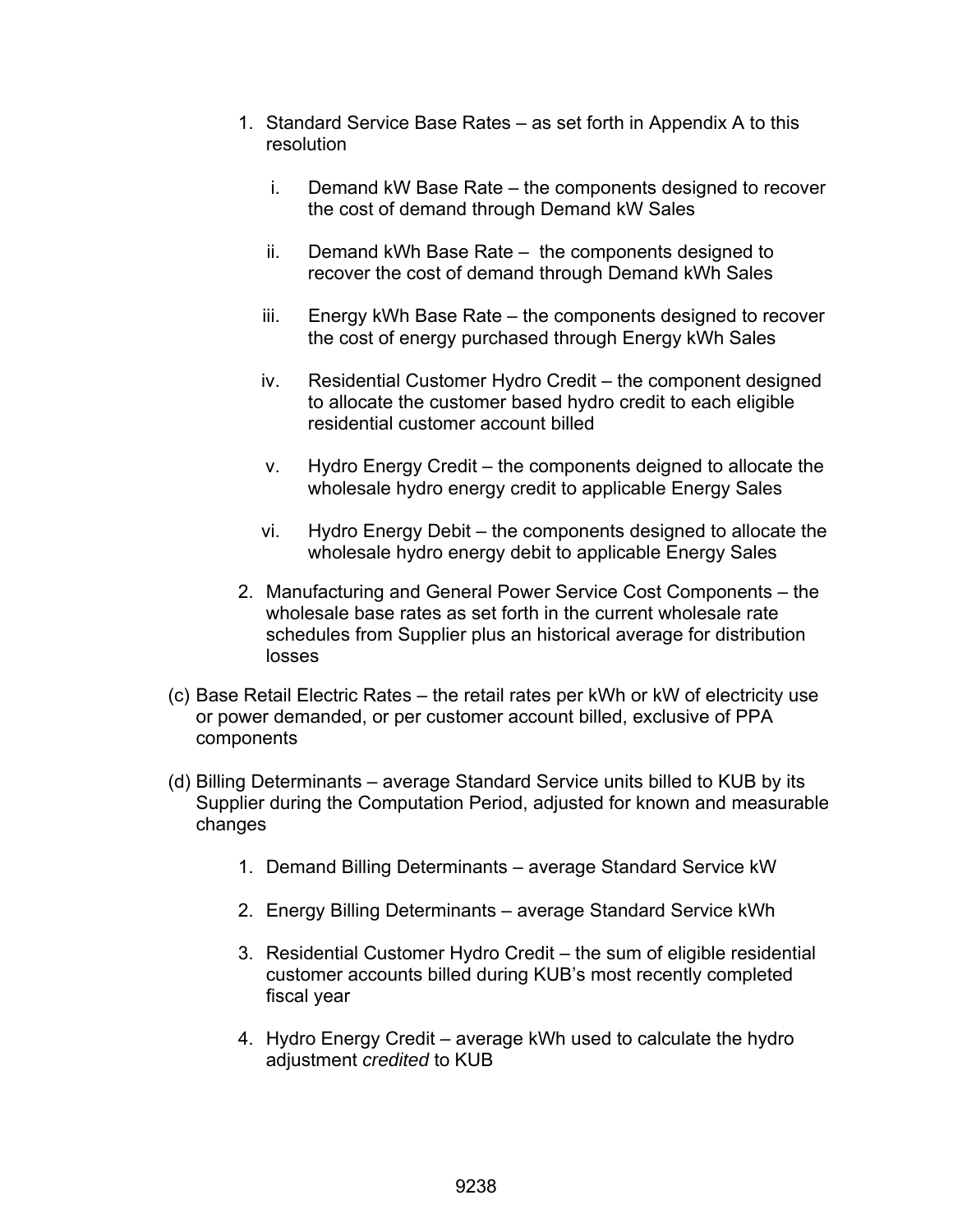1. Standard Service Base Rates – as set forth in Appendix A to this resolution

   i. Demand kW Base Rate – the components designed to recover the cost of demand through Demand kW Sales

   ii. Demand kWh Base Rate – the components designed to recover the cost of demand through Demand kWh Sales

   iii. Energy kWh Base Rate – the components designed to recover the cost of energy purchased through Energy kWh Sales

   iv. Residential Customer Hydro Credit – the component designed to allocate the customer based hydro credit to each eligible residential customer account billed

   v. Hydro Energy Credit – the components deigned to allocate the wholesale hydro energy credit to applicable Energy Sales

   vi. Hydro Energy Debit – the components designed to allocate the wholesale hydro energy debit to applicable Energy Sales

2. Manufacturing and General Power Service Cost Components – the wholesale base rates as set forth in the current wholesale rate schedules from Supplier plus an historical average for distribution losses

(c) Base Retail Electric Rates – the retail rates per kWh or kW of electricity use or power demanded, or per customer account billed, exclusive of PPA components

(d) Billing Determinants – average Standard Service units billed to KUB by its Supplier during the Computation Period, adjusted for known and measurable changes

1. Demand Billing Determinants – average Standard Service kW

2. Energy Billing Determinants – average Standard Service kWh

3. Residential Customer Hydro Credit – the sum of eligible residential customer accounts billed during KUB's most recently completed fiscal year

4. Hydro Energy Credit – average kWh used to calculate the hydro adjustment *credited* to KUB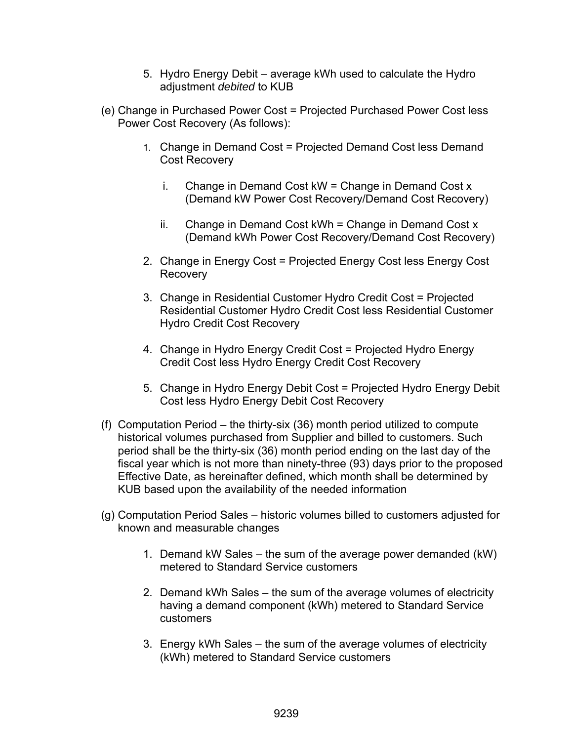5. Hydro Energy Debit – average kWh used to calculate the Hydro adjustment *debited* to KUB

(e) Change in Purchased Power Cost = Projected Purchased Power Cost less Power Cost Recovery (As follows):

1. Change in Demand Cost = Projected Demand Cost less Demand Cost Recovery

    i. Change in Demand Cost kW = Change in Demand Cost x (Demand kW Power Cost Recovery/Demand Cost Recovery)

    ii. Change in Demand Cost kWh = Change in Demand Cost x (Demand kWh Power Cost Recovery/Demand Cost Recovery)

2. Change in Energy Cost = Projected Energy Cost less Energy Cost Recovery

3. Change in Residential Customer Hydro Credit Cost = Projected Residential Customer Hydro Credit Cost less Residential Customer Hydro Credit Cost Recovery

4. Change in Hydro Energy Credit Cost = Projected Hydro Energy Credit Cost less Hydro Energy Credit Cost Recovery

5. Change in Hydro Energy Debit Cost = Projected Hydro Energy Debit Cost less Hydro Energy Debit Cost Recovery

(f) Computation Period – the thirty-six (36) month period utilized to compute historical volumes purchased from Supplier and billed to customers. Such period shall be the thirty-six (36) month period ending on the last day of the fiscal year which is not more than ninety-three (93) days prior to the proposed Effective Date, as hereinafter defined, which month shall be determined by KUB based upon the availability of the needed information

(g) Computation Period Sales – historic volumes billed to customers adjusted for known and measurable changes

1. Demand kW Sales – the sum of the average power demanded (kW) metered to Standard Service customers

2. Demand kWh Sales – the sum of the average volumes of electricity having a demand component (kWh) metered to Standard Service customers

3. Energy kWh Sales – the sum of the average volumes of electricity (kWh) metered to Standard Service customers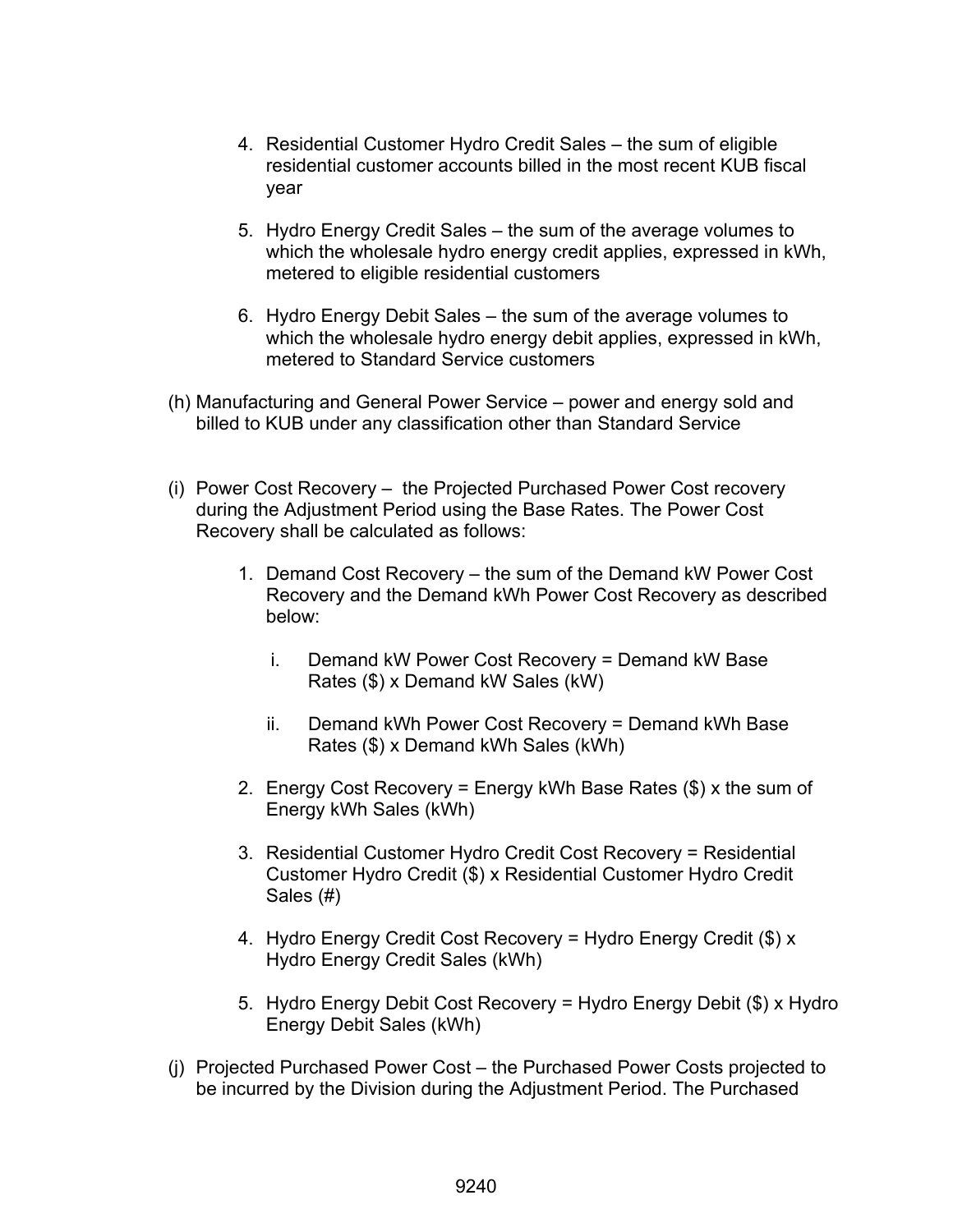4. Residential Customer Hydro Credit Sales – the sum of eligible residential customer accounts billed in the most recent KUB fiscal year

5. Hydro Energy Credit Sales – the sum of the average volumes to which the wholesale hydro energy credit applies, expressed in kWh, metered to eligible residential customers

6. Hydro Energy Debit Sales – the sum of the average volumes to which the wholesale hydro energy debit applies, expressed in kWh, metered to Standard Service customers

(h) Manufacturing and General Power Service – power and energy sold and billed to KUB under any classification other than Standard Service

(i) Power Cost Recovery – the Projected Purchased Power Cost recovery during the Adjustment Period using the Base Rates. The Power Cost Recovery shall be calculated as follows:

1. Demand Cost Recovery – the sum of the Demand kW Power Cost Recovery and the Demand kWh Power Cost Recovery as described below:

   i. Demand kW Power Cost Recovery = Demand kW Base Rates ($) x Demand kW Sales (kW)

   ii. Demand kWh Power Cost Recovery = Demand kWh Base Rates ($) x Demand kWh Sales (kWh)

2. Energy Cost Recovery = Energy kWh Base Rates ($) x the sum of Energy kWh Sales (kWh)

3. Residential Customer Hydro Credit Cost Recovery = Residential Customer Hydro Credit ($) x Residential Customer Hydro Credit Sales (#)

4. Hydro Energy Credit Cost Recovery = Hydro Energy Credit ($) x Hydro Energy Credit Sales (kWh)

5. Hydro Energy Debit Cost Recovery = Hydro Energy Debit ($) x Hydro Energy Debit Sales (kWh)

(j) Projected Purchased Power Cost – the Purchased Power Costs projected to be incurred by the Division during the Adjustment Period. The Purchased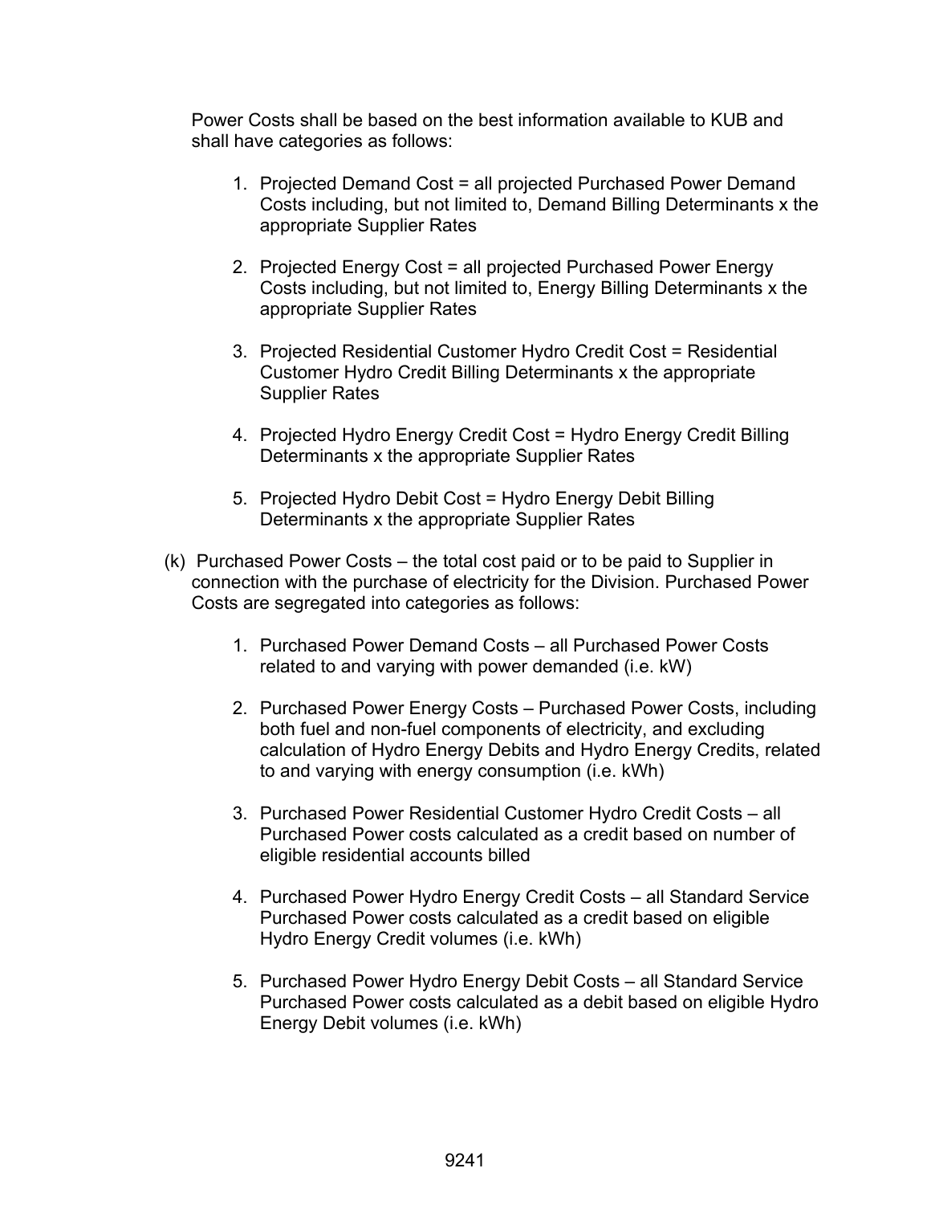Power Costs shall be based on the best information available to KUB and shall have categories as follows:

1. Projected Demand Cost = all projected Purchased Power Demand Costs including, but not limited to, Demand Billing Determinants x the appropriate Supplier Rates

2. Projected Energy Cost = all projected Purchased Power Energy Costs including, but not limited to, Energy Billing Determinants x the appropriate Supplier Rates

3. Projected Residential Customer Hydro Credit Cost = Residential Customer Hydro Credit Billing Determinants x the appropriate Supplier Rates

4. Projected Hydro Energy Credit Cost = Hydro Energy Credit Billing Determinants x the appropriate Supplier Rates

5. Projected Hydro Debit Cost = Hydro Energy Debit Billing Determinants x the appropriate Supplier Rates

(k) Purchased Power Costs – the total cost paid or to be paid to Supplier in connection with the purchase of electricity for the Division. Purchased Power Costs are segregated into categories as follows:

1. Purchased Power Demand Costs – all Purchased Power Costs related to and varying with power demanded (i.e. kW)

2. Purchased Power Energy Costs – Purchased Power Costs, including both fuel and non-fuel components of electricity, and excluding calculation of Hydro Energy Debits and Hydro Energy Credits, related to and varying with energy consumption (i.e. kWh)

3. Purchased Power Residential Customer Hydro Credit Costs – all Purchased Power costs calculated as a credit based on number of eligible residential accounts billed

4. Purchased Power Hydro Energy Credit Costs – all Standard Service Purchased Power costs calculated as a credit based on eligible Hydro Energy Credit volumes (i.e. kWh)

5. Purchased Power Hydro Energy Debit Costs – all Standard Service Purchased Power costs calculated as a debit based on eligible Hydro Energy Debit volumes (i.e. kWh)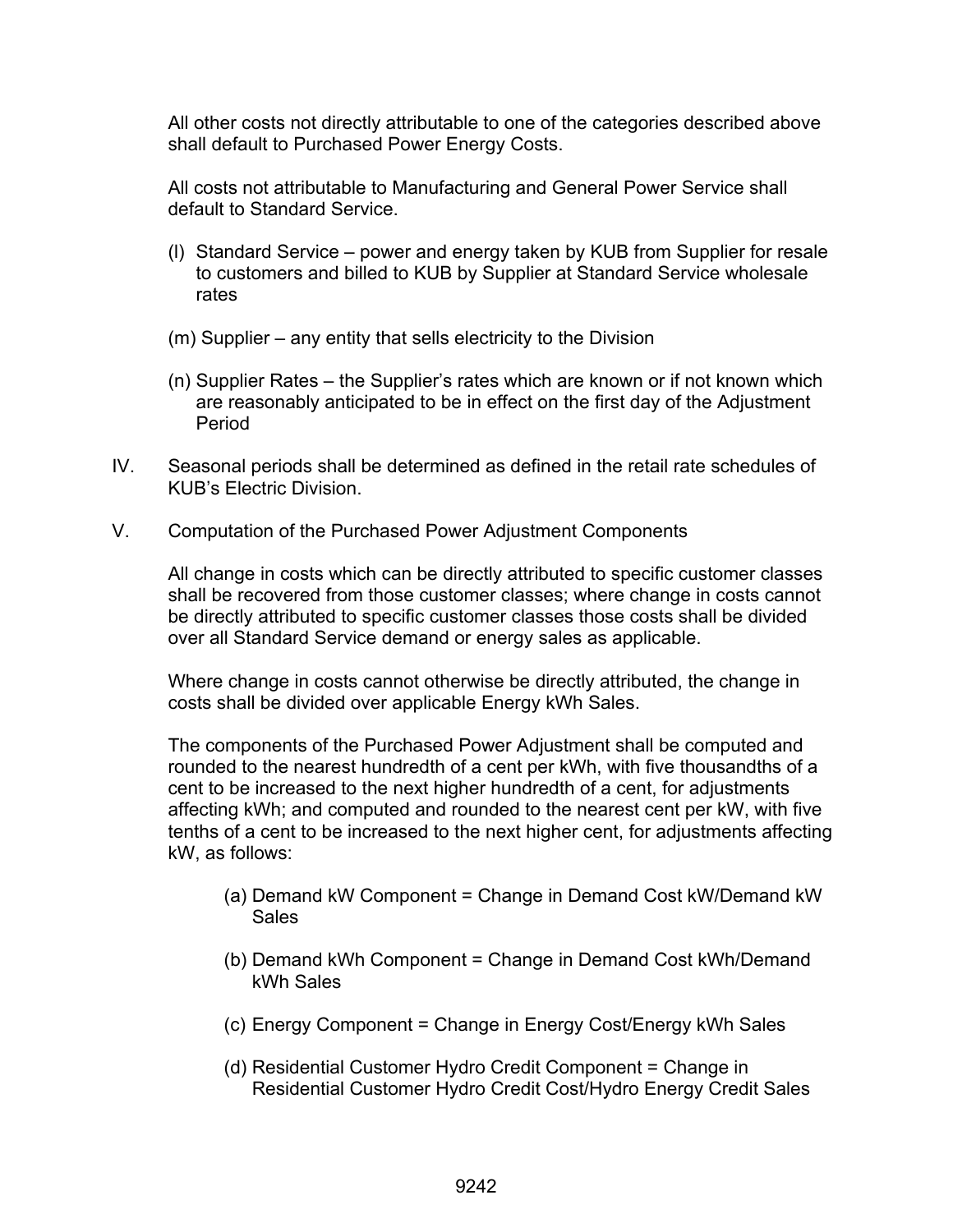All other costs not directly attributable to one of the categories described above shall default to Purchased Power Energy Costs.

All costs not attributable to Manufacturing and General Power Service shall default to Standard Service.

(l) Standard Service – power and energy taken by KUB from Supplier for resale to customers and billed to KUB by Supplier at Standard Service wholesale rates

(m) Supplier – any entity that sells electricity to the Division

(n) Supplier Rates – the Supplier's rates which are known or if not known which are reasonably anticipated to be in effect on the first day of the Adjustment Period

IV. Seasonal periods shall be determined as defined in the retail rate schedules of KUB's Electric Division.

V. Computation of the Purchased Power Adjustment Components

All change in costs which can be directly attributed to specific customer classes shall be recovered from those customer classes; where change in costs cannot be directly attributed to specific customer classes those costs shall be divided over all Standard Service demand or energy sales as applicable.

Where change in costs cannot otherwise be directly attributed, the change in costs shall be divided over applicable Energy kWh Sales.

The components of the Purchased Power Adjustment shall be computed and rounded to the nearest hundredth of a cent per kWh, with five thousandths of a cent to be increased to the next higher hundredth of a cent, for adjustments affecting kWh; and computed and rounded to the nearest cent per kW, with five tenths of a cent to be increased to the next higher cent, for adjustments affecting kW, as follows:

(a) Demand kW Component = Change in Demand Cost kW/Demand kW Sales

(b) Demand kWh Component = Change in Demand Cost kWh/Demand kWh Sales

(c) Energy Component = Change in Energy Cost/Energy kWh Sales

(d) Residential Customer Hydro Credit Component = Change in Residential Customer Hydro Credit Cost/Hydro Energy Credit Sales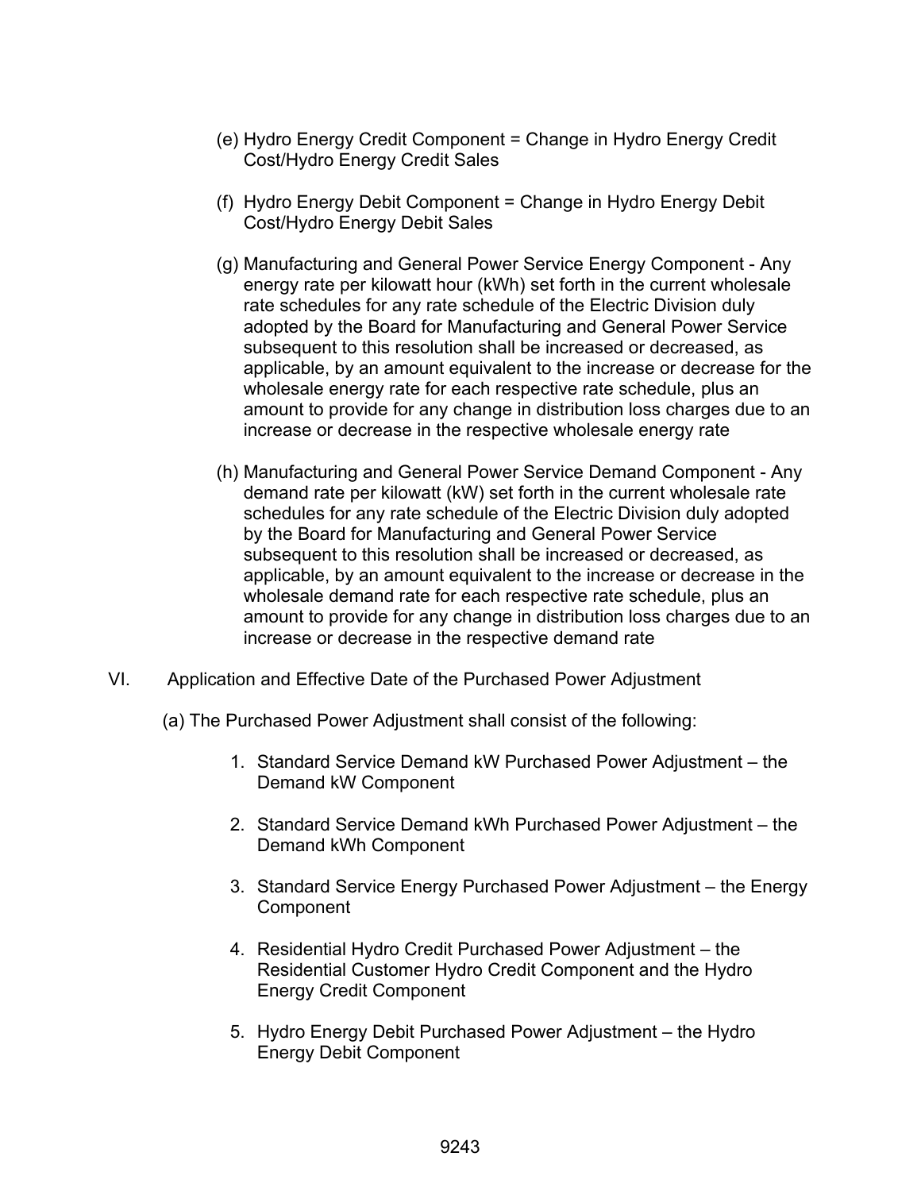(e) Hydro Energy Credit Component = Change in Hydro Energy Credit Cost/Hydro Energy Credit Sales

(f) Hydro Energy Debit Component = Change in Hydro Energy Debit Cost/Hydro Energy Debit Sales

(g) Manufacturing and General Power Service Energy Component - Any energy rate per kilowatt hour (kWh) set forth in the current wholesale rate schedules for any rate schedule of the Electric Division duly adopted by the Board for Manufacturing and General Power Service subsequent to this resolution shall be increased or decreased, as applicable, by an amount equivalent to the increase or decrease for the wholesale energy rate for each respective rate schedule, plus an amount to provide for any change in distribution loss charges due to an increase or decrease in the respective wholesale energy rate

(h) Manufacturing and General Power Service Demand Component - Any demand rate per kilowatt (kW) set forth in the current wholesale rate schedules for any rate schedule of the Electric Division duly adopted by the Board for Manufacturing and General Power Service subsequent to this resolution shall be increased or decreased, as applicable, by an amount equivalent to the increase or decrease in the wholesale demand rate for each respective rate schedule, plus an amount to provide for any change in distribution loss charges due to an increase or decrease in the respective demand rate

VI. Application and Effective Date of the Purchased Power Adjustment

(a) The Purchased Power Adjustment shall consist of the following:

1. Standard Service Demand kW Purchased Power Adjustment – the Demand kW Component
2. Standard Service Demand kWh Purchased Power Adjustment – the Demand kWh Component
3. Standard Service Energy Purchased Power Adjustment – the Energy Component
4. Residential Hydro Credit Purchased Power Adjustment – the Residential Customer Hydro Credit Component and the Hydro Energy Credit Component
5. Hydro Energy Debit Purchased Power Adjustment – the Hydro Energy Debit Component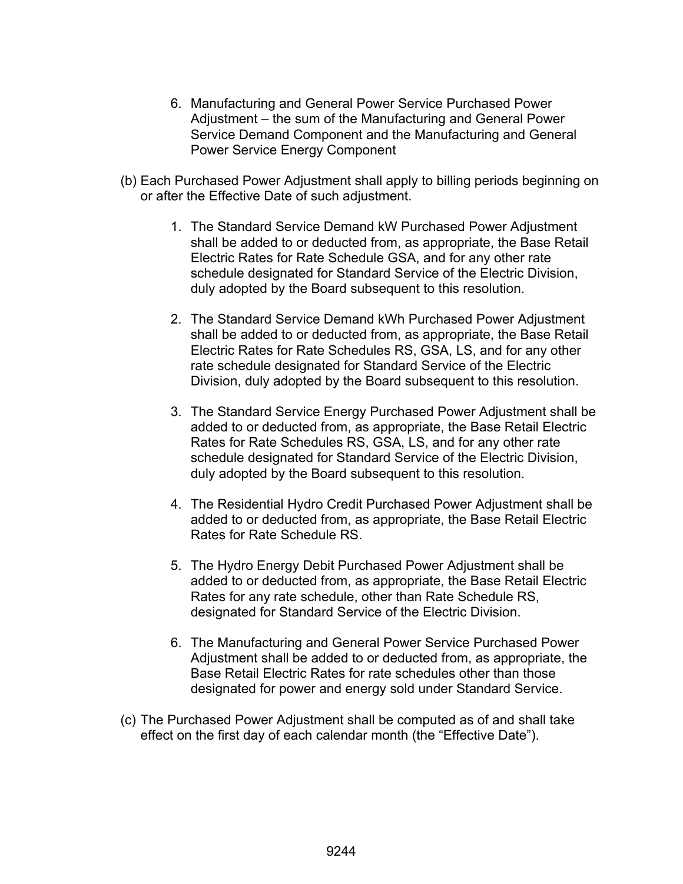6. Manufacturing and General Power Service Purchased Power Adjustment – the sum of the Manufacturing and General Power Service Demand Component and the Manufacturing and General Power Service Energy Component

(b) Each Purchased Power Adjustment shall apply to billing periods beginning on or after the Effective Date of such adjustment.

1. The Standard Service Demand kW Purchased Power Adjustment shall be added to or deducted from, as appropriate, the Base Retail Electric Rates for Rate Schedule GSA, and for any other rate schedule designated for Standard Service of the Electric Division, duly adopted by the Board subsequent to this resolution.

2. The Standard Service Demand kWh Purchased Power Adjustment shall be added to or deducted from, as appropriate, the Base Retail Electric Rates for Rate Schedules RS, GSA, LS, and for any other rate schedule designated for Standard Service of the Electric Division, duly adopted by the Board subsequent to this resolution.

3. The Standard Service Energy Purchased Power Adjustment shall be added to or deducted from, as appropriate, the Base Retail Electric Rates for Rate Schedules RS, GSA, LS, and for any other rate schedule designated for Standard Service of the Electric Division, duly adopted by the Board subsequent to this resolution.

4. The Residential Hydro Credit Purchased Power Adjustment shall be added to or deducted from, as appropriate, the Base Retail Electric Rates for Rate Schedule RS.

5. The Hydro Energy Debit Purchased Power Adjustment shall be added to or deducted from, as appropriate, the Base Retail Electric Rates for any rate schedule, other than Rate Schedule RS, designated for Standard Service of the Electric Division.

6. The Manufacturing and General Power Service Purchased Power Adjustment shall be added to or deducted from, as appropriate, the Base Retail Electric Rates for rate schedules other than those designated for power and energy sold under Standard Service.

(c) The Purchased Power Adjustment shall be computed as of and shall take effect on the first day of each calendar month (the "Effective Date").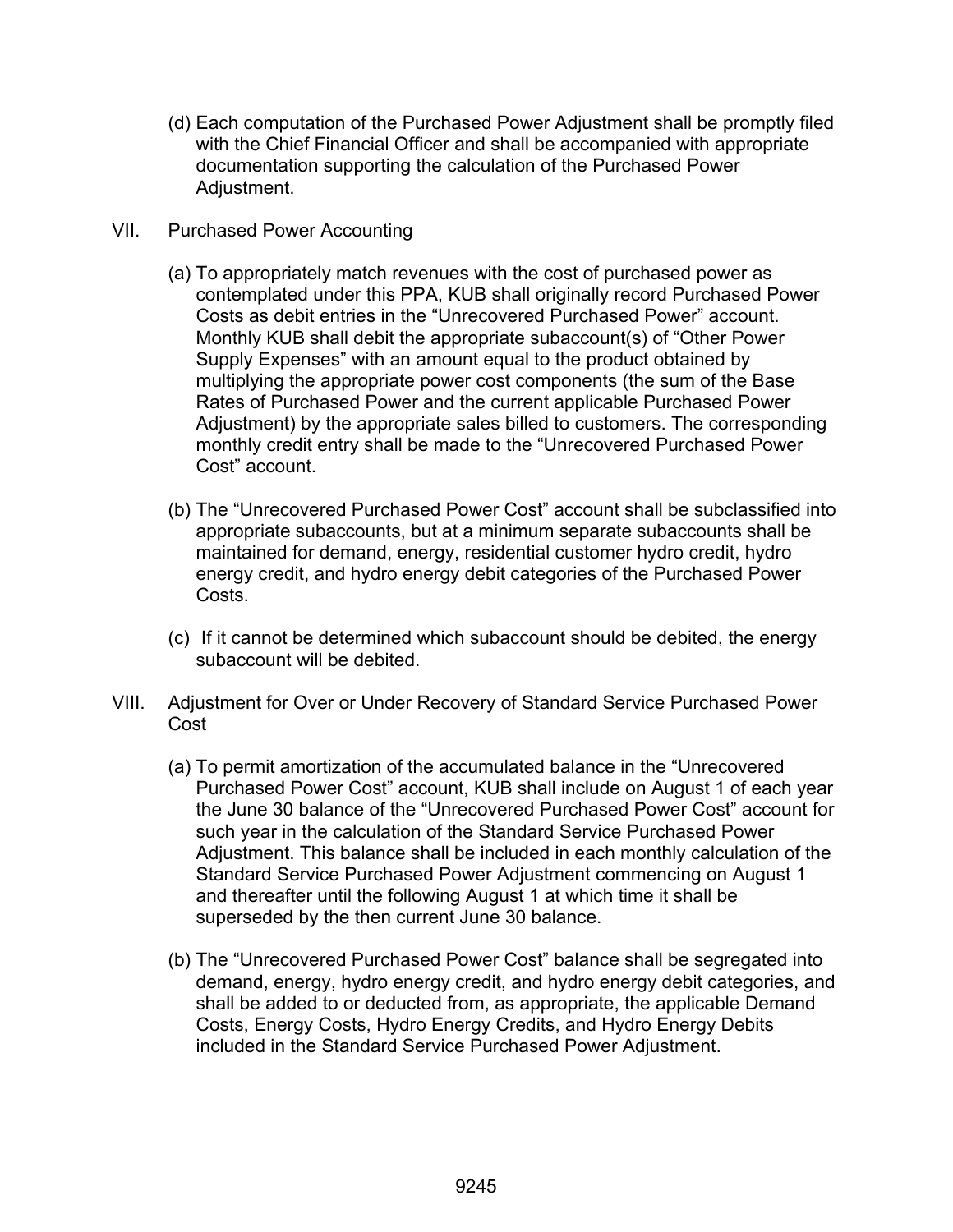(d) Each computation of the Purchased Power Adjustment shall be promptly filed with the Chief Financial Officer and shall be accompanied with appropriate documentation supporting the calculation of the Purchased Power Adjustment.

VII. Purchased Power Accounting

(a) To appropriately match revenues with the cost of purchased power as contemplated under this PPA, KUB shall originally record Purchased Power Costs as debit entries in the "Unrecovered Purchased Power" account. Monthly KUB shall debit the appropriate subaccount(s) of "Other Power Supply Expenses" with an amount equal to the product obtained by multiplying the appropriate power cost components (the sum of the Base Rates of Purchased Power and the current applicable Purchased Power Adjustment) by the appropriate sales billed to customers. The corresponding monthly credit entry shall be made to the "Unrecovered Purchased Power Cost" account.

(b) The "Unrecovered Purchased Power Cost" account shall be subclassified into appropriate subaccounts, but at a minimum separate subaccounts shall be maintained for demand, energy, residential customer hydro credit, hydro energy credit, and hydro energy debit categories of the Purchased Power Costs.

(c) If it cannot be determined which subaccount should be debited, the energy subaccount will be debited.

VIII. Adjustment for Over or Under Recovery of Standard Service Purchased Power Cost

(a) To permit amortization of the accumulated balance in the "Unrecovered Purchased Power Cost" account, KUB shall include on August 1 of each year the June 30 balance of the "Unrecovered Purchased Power Cost" account for such year in the calculation of the Standard Service Purchased Power Adjustment. This balance shall be included in each monthly calculation of the Standard Service Purchased Power Adjustment commencing on August 1 and thereafter until the following August 1 at which time it shall be superseded by the then current June 30 balance.

(b) The "Unrecovered Purchased Power Cost" balance shall be segregated into demand, energy, hydro energy credit, and hydro energy debit categories, and shall be added to or deducted from, as appropriate, the applicable Demand Costs, Energy Costs, Hydro Energy Credits, and Hydro Energy Debits included in the Standard Service Purchased Power Adjustment.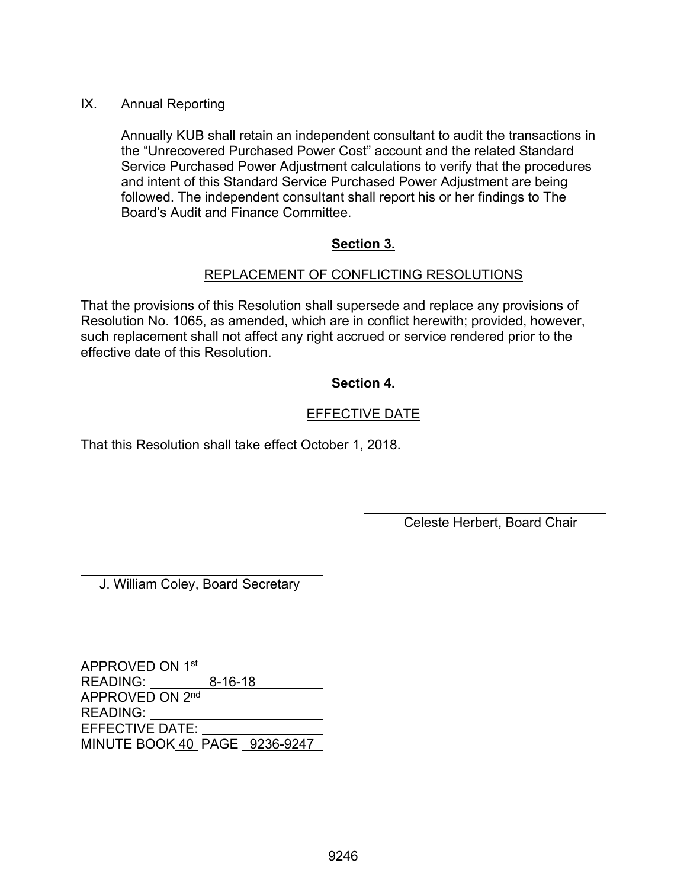IX. Annual Reporting

Annually KUB shall retain an independent consultant to audit the transactions in the "Unrecovered Purchased Power Cost" account and the related Standard Service Purchased Power Adjustment calculations to verify that the procedures and intent of this Standard Service Purchased Power Adjustment are being followed. The independent consultant shall report his or her findings to The Board's Audit and Finance Committee.

**Section 3.**

REPLACEMENT OF CONFLICTING RESOLUTIONS

That the provisions of this Resolution shall supersede and replace any provisions of Resolution No. 1065, as amended, which are in conflict herewith; provided, however, such replacement shall not affect any right accrued or service rendered prior to the effective date of this Resolution.

**Section 4.**

EFFECTIVE DATE

That this Resolution shall take effect October 1, 2018.

\_\_\_\_\_\_\_\_\_\_\_\_\_\_\_\_\_\_\_\_\_\_\_\_\_\_\_\_\_\_
Celeste Herbert, Board Chair

\_\_\_\_\_\_\_\_\_\_\_\_\_\_\_\_\_\_\_\_\_\_\_\_\_\_\_\_\_\_
J. William Coley, Board Secretary

APPROVED ON 1st
READING: 8-16-18
APPROVED ON 2nd
READING: \_\_\_\_\_\_\_\_\_\_\_\_\_\_\_\_
EFFECTIVE DATE: \_\_\_\_\_\_\_\_\_\_\_\_\_\_\_\_
MINUTE BOOK 40 PAGE 9236-9247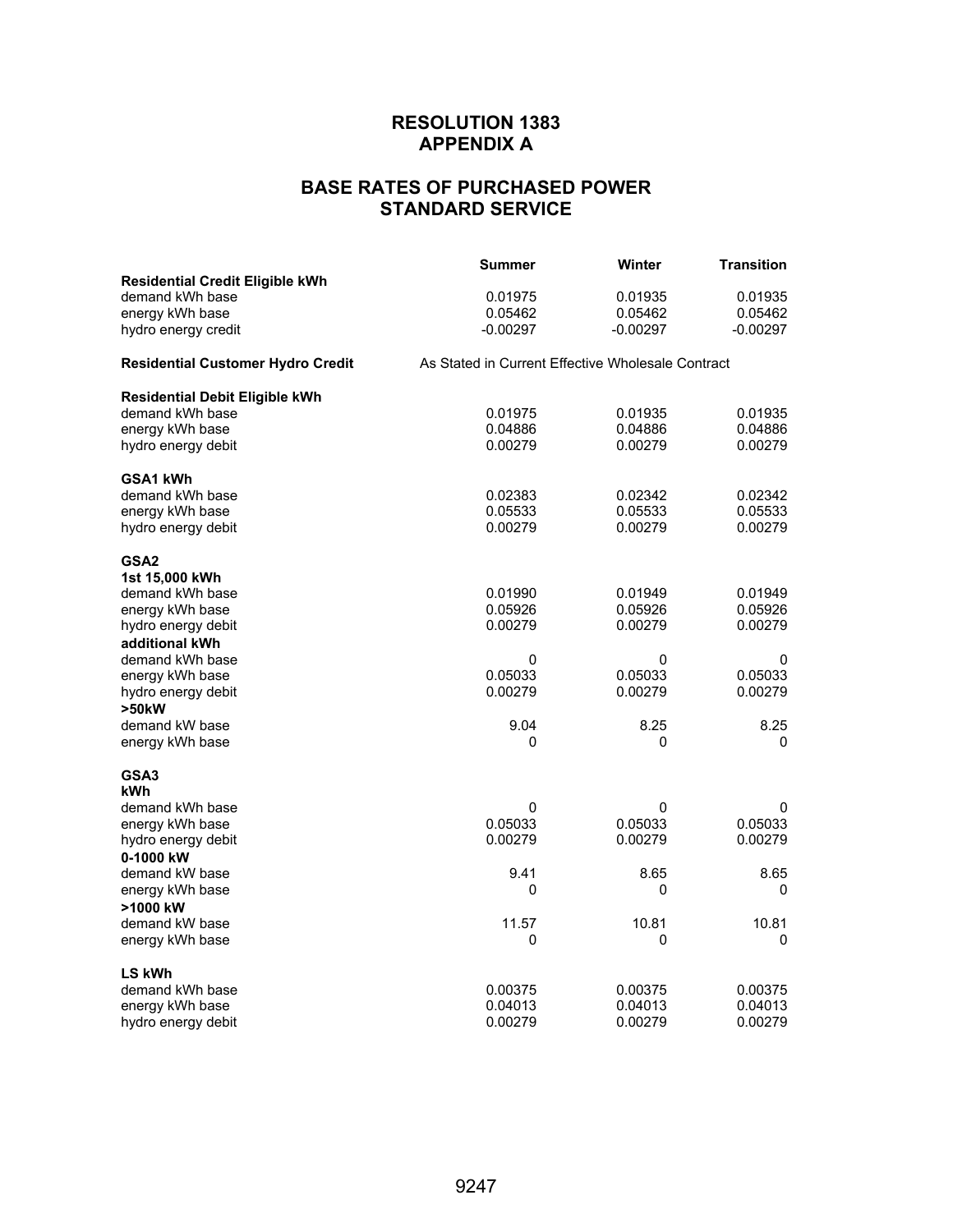## RESOLUTION 1383
## APPENDIX A

## BASE RATES OF PURCHASED POWER
## STANDARD SERVICE

| | Summer | Winter | Transition |
|---|---|---|---|
| **Residential Credit Eligible kWh** | | | |
| demand kWh base | 0.01975 | 0.01935 | 0.01935 |
| energy kWh base | 0.05462 | 0.05462 | 0.05462 |
| hydro energy credit | -0.00297 | -0.00297 | -0.00297 |
| **Residential Customer Hydro Credit** | As Stated in Current Effective Wholesale Contract | | |
| **Residential Debit Eligible kWh** | | | |
| demand kWh base | 0.01975 | 0.01935 | 0.01935 |
| energy kWh base | 0.04886 | 0.04886 | 0.04886 |
| hydro energy debit | 0.00279 | 0.00279 | 0.00279 |
| **GSA1 kWh** | | | |
| demand kWh base | 0.02383 | 0.02342 | 0.02342 |
| energy kWh base | 0.05533 | 0.05533 | 0.05533 |
| hydro energy debit | 0.00279 | 0.00279 | 0.00279 |
| **GSA2** | | | |
| **1st 15,000 kWh** | | | |
| demand kWh base | 0.01990 | 0.01949 | 0.01949 |
| energy kWh base | 0.05926 | 0.05926 | 0.05926 |
| hydro energy debit | 0.00279 | 0.00279 | 0.00279 |
| **additional kWh** | | | |
| demand kWh base | 0 | 0 | 0 |
| energy kWh base | 0.05033 | 0.05033 | 0.05033 |
| hydro energy debit | 0.00279 | 0.00279 | 0.00279 |
| **>50kW** | | | |
| demand kW base | 9.04 | 8.25 | 8.25 |
| energy kWh base | 0 | 0 | 0 |
| **GSA3** | | | |
| **kWh** | | | |
| demand kWh base | 0 | 0 | 0 |
| energy kWh base | 0.05033 | 0.05033 | 0.05033 |
| hydro energy debit | 0.00279 | 0.00279 | 0.00279 |
| **0-1000 kW** | | | |
| demand kW base | 9.41 | 8.65 | 8.65 |
| energy kWh base | 0 | 0 | 0 |
| **>1000 kW** | | | |
| demand kW base | 11.57 | 10.81 | 10.81 |
| energy kWh base | 0 | 0 | 0 |
| **LS kWh** | | | |
| demand kWh base | 0.00375 | 0.00375 | 0.00375 |
| energy kWh base | 0.04013 | 0.04013 | 0.04013 |
| hydro energy debit | 0.00279 | 0.00279 | 0.00279 |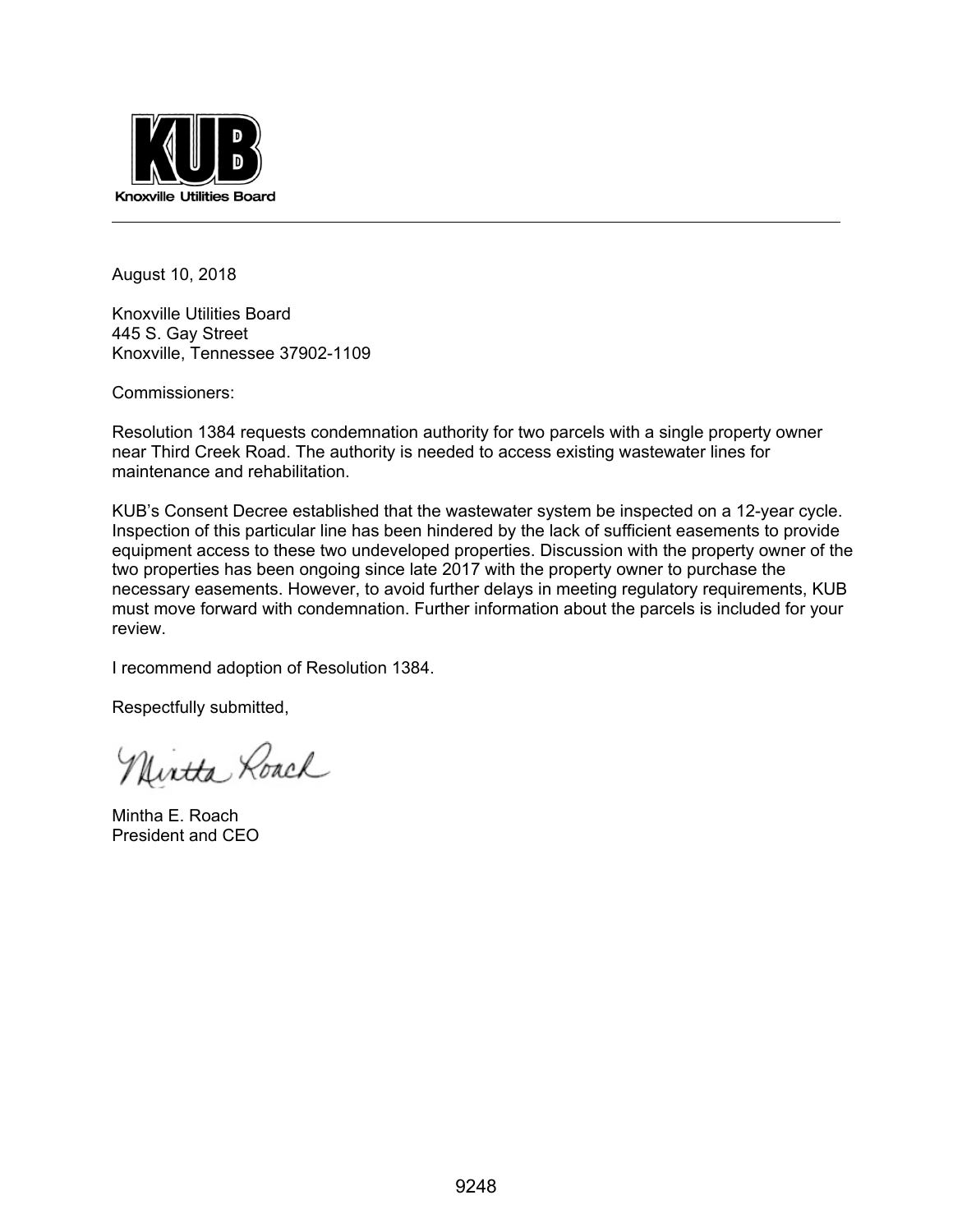**KUB**

Knoxville Utilities Board

---

August 10, 2018

Knoxville Utilities Board
445 S. Gay Street
Knoxville, Tennessee 37902-1109

Commissioners:

Resolution 1384 requests condemnation authority for two parcels with a single property owner near Third Creek Road. The authority is needed to access existing wastewater lines for maintenance and rehabilitation.

KUB's Consent Decree established that the wastewater system be inspected on a 12-year cycle. Inspection of this particular line has been hindered by the lack of sufficient easements to provide equipment access to these two undeveloped properties. Discussion with the property owner of the two properties has been ongoing since late 2017 with the property owner to purchase the necessary easements. However, to avoid further delays in meeting regulatory requirements, KUB must move forward with condemnation. Further information about the parcels is included for your review.

I recommend adoption of Resolution 1384.

Respectfully submitted,

Mintha Roach

Mintha E. Roach
President and CEO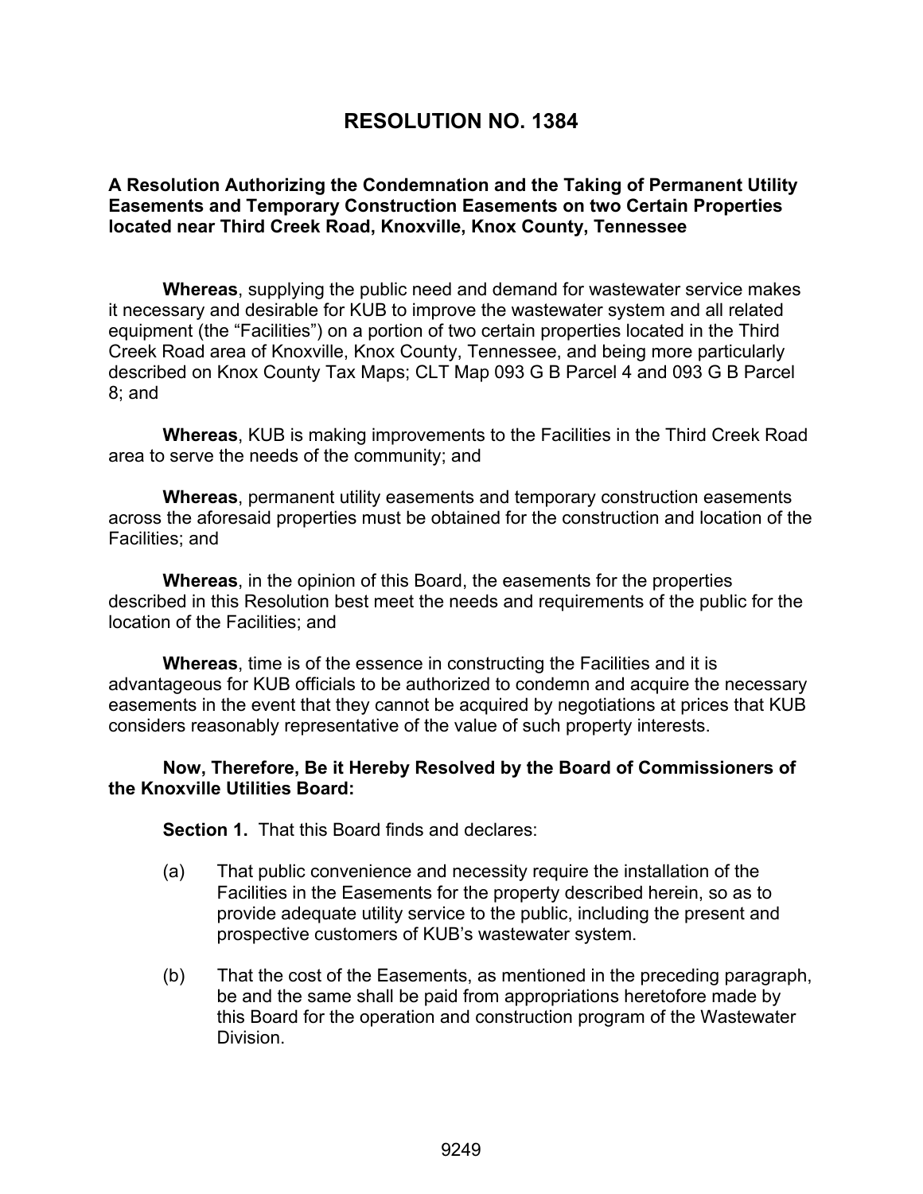# RESOLUTION NO. 1384

**A Resolution Authorizing the Condemnation and the Taking of Permanent Utility Easements and Temporary Construction Easements on two Certain Properties located near Third Creek Road, Knoxville, Knox County, Tennessee**

**Whereas**, supplying the public need and demand for wastewater service makes it necessary and desirable for KUB to improve the wastewater system and all related equipment (the "Facilities") on a portion of two certain properties located in the Third Creek Road area of Knoxville, Knox County, Tennessee, and being more particularly described on Knox County Tax Maps; CLT Map 093 G B Parcel 4 and 093 G B Parcel 8; and

**Whereas**, KUB is making improvements to the Facilities in the Third Creek Road area to serve the needs of the community; and

**Whereas**, permanent utility easements and temporary construction easements across the aforesaid properties must be obtained for the construction and location of the Facilities; and

**Whereas**, in the opinion of this Board, the easements for the properties described in this Resolution best meet the needs and requirements of the public for the location of the Facilities; and

**Whereas**, time is of the essence in constructing the Facilities and it is advantageous for KUB officials to be authorized to condemn and acquire the necessary easements in the event that they cannot be acquired by negotiations at prices that KUB considers reasonably representative of the value of such property interests.

**Now, Therefore, Be it Hereby Resolved by the Board of Commissioners of the Knoxville Utilities Board:**

**Section 1.** That this Board finds and declares:

(a) That public convenience and necessity require the installation of the Facilities in the Easements for the property described herein, so as to provide adequate utility service to the public, including the present and prospective customers of KUB's wastewater system.

(b) That the cost of the Easements, as mentioned in the preceding paragraph, be and the same shall be paid from appropriations heretofore made by this Board for the operation and construction program of the Wastewater Division.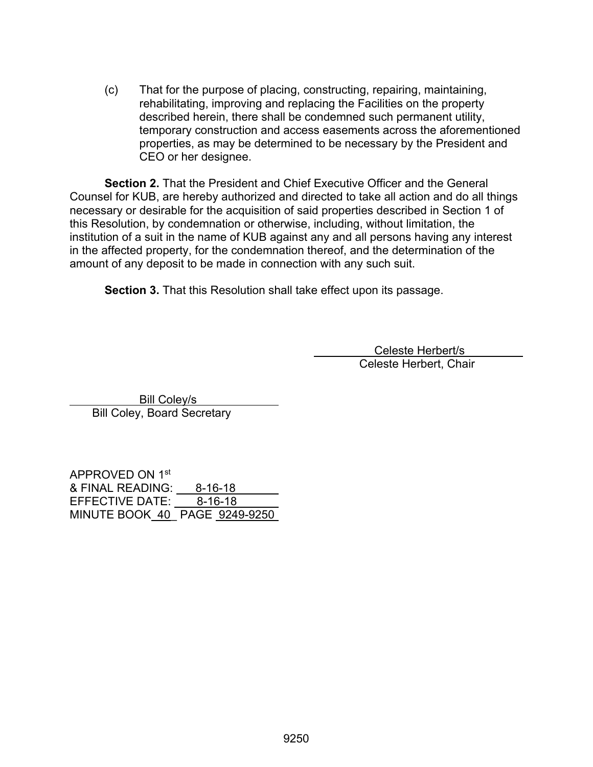(c) That for the purpose of placing, constructing, repairing, maintaining, rehabilitating, improving and replacing the Facilities on the property described herein, there shall be condemned such permanent utility, temporary construction and access easements across the aforementioned properties, as may be determined to be necessary by the President and CEO or her designee.

**Section 2.** That the President and Chief Executive Officer and the General Counsel for KUB, are hereby authorized and directed to take all action and do all things necessary or desirable for the acquisition of said properties described in Section 1 of this Resolution, by condemnation or otherwise, including, without limitation, the institution of a suit in the name of KUB against any and all persons having any interest in the affected property, for the condemnation thereof, and the determination of the amount of any deposit to be made in connection with any such suit.

**Section 3.** That this Resolution shall take effect upon its passage.

Celeste Herbert/s
Celeste Herbert, Chair

Bill Coley/s
Bill Coley, Board Secretary

APPROVED ON 1st
& FINAL READING: 8-16-18
EFFECTIVE DATE: 8-16-18
MINUTE BOOK 40 PAGE 9249-9250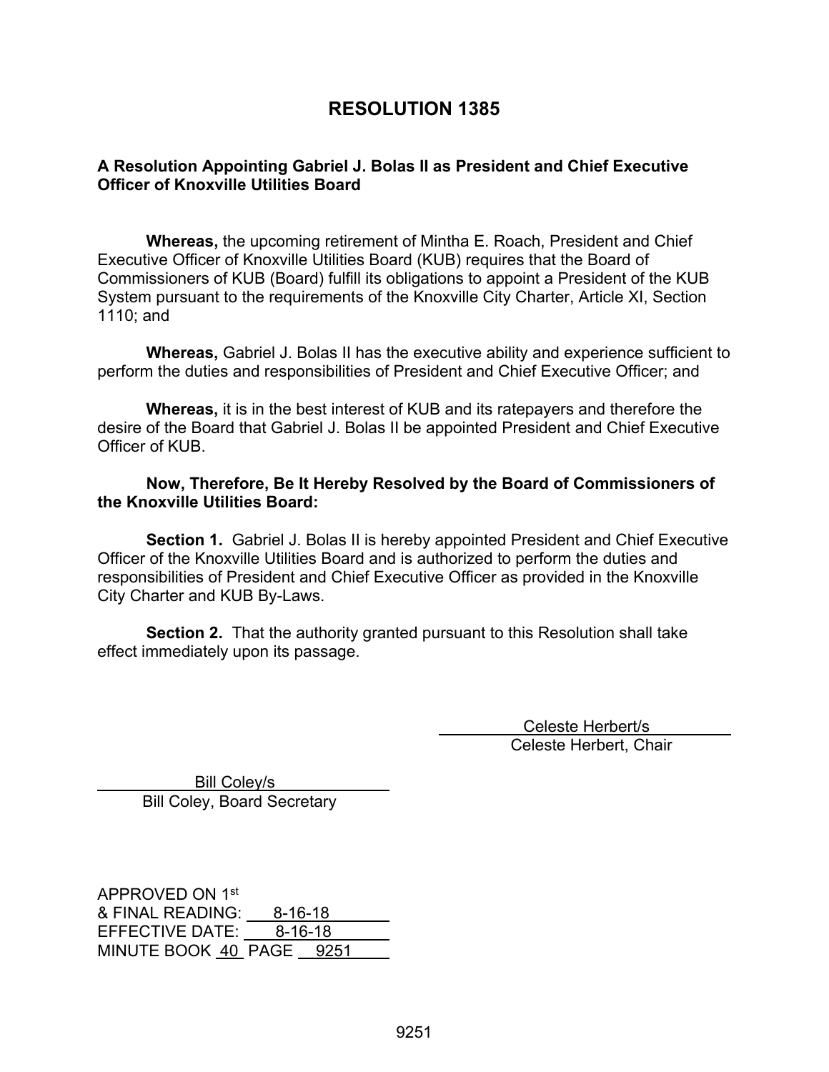# RESOLUTION 1385

**A Resolution Appointing Gabriel J. Bolas II as President and Chief Executive Officer of Knoxville Utilities Board**

**Whereas,** the upcoming retirement of Mintha E. Roach, President and Chief Executive Officer of Knoxville Utilities Board (KUB) requires that the Board of Commissioners of KUB (Board) fulfill its obligations to appoint a President of the KUB System pursuant to the requirements of the Knoxville City Charter, Article XI, Section 1110; and

**Whereas,** Gabriel J. Bolas II has the executive ability and experience sufficient to perform the duties and responsibilities of President and Chief Executive Officer; and

**Whereas,** it is in the best interest of KUB and its ratepayers and therefore the desire of the Board that Gabriel J. Bolas II be appointed President and Chief Executive Officer of KUB.

**Now, Therefore, Be It Hereby Resolved by the Board of Commissioners of the Knoxville Utilities Board:**

**Section 1.** Gabriel J. Bolas II is hereby appointed President and Chief Executive Officer of the Knoxville Utilities Board and is authorized to perform the duties and responsibilities of President and Chief Executive Officer as provided in the Knoxville City Charter and KUB By-Laws.

**Section 2.** That the authority granted pursuant to this Resolution shall take effect immediately upon its passage.

Celeste Herbert/s
Celeste Herbert, Chair

Bill Coley/s
Bill Coley, Board Secretary

APPROVED ON 1st
& FINAL READING: 8-16-18
EFFECTIVE DATE: 8-16-18
MINUTE BOOK 40 PAGE 9251